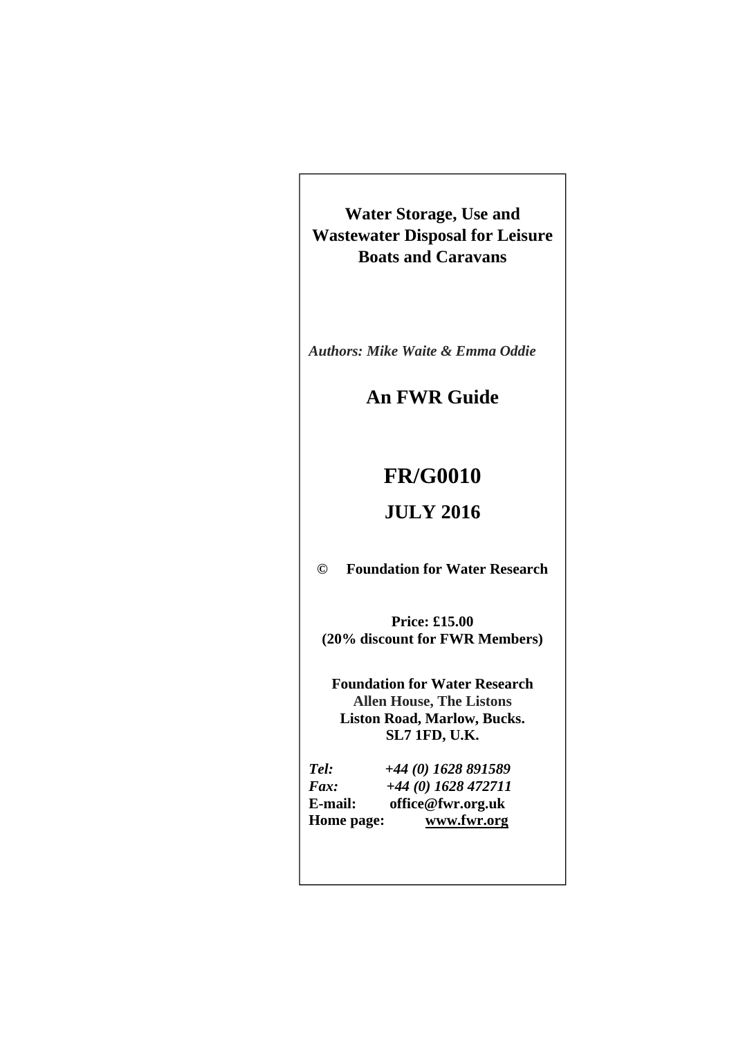# Water Storage, Use and Wastewater Disposal for Leisure Boats and Caravans

*Authors: Mike Waite & Emma Oddie*

## An FWR Guide

## FR/G0010

## JULY 2016

**© Foundation for Water Research**

**Price: £15.00**
**(20% discount for FWR Members)**

**Foundation for Water Research**
**Allen House, The Listons**
**Liston Road, Marlow, Bucks.**
**SL7 1FD, U.K.**

***Tel:*** ***+44 (0) 1628 891589***
***Fax:*** ***+44 (0) 1628 472711***
**E-mail:** **office@fwr.org.uk**
**Home page:** **www.fwr.org**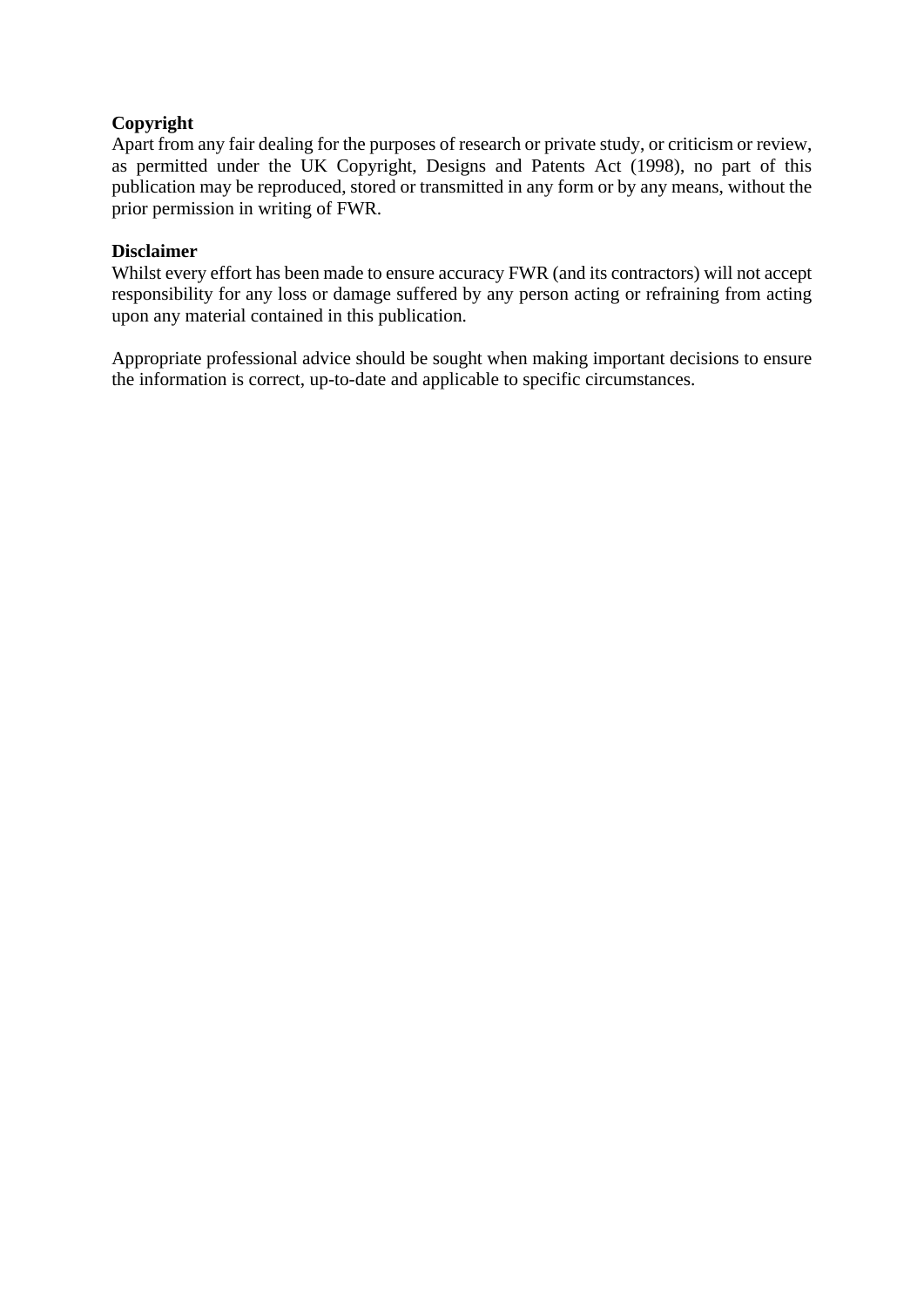**Copyright**

Apart from any fair dealing for the purposes of research or private study, or criticism or review, as permitted under the UK Copyright, Designs and Patents Act (1998), no part of this publication may be reproduced, stored or transmitted in any form or by any means, without the prior permission in writing of FWR.

**Disclaimer**

Whilst every effort has been made to ensure accuracy FWR (and its contractors) will not accept responsibility for any loss or damage suffered by any person acting or refraining from acting upon any material contained in this publication.

Appropriate professional advice should be sought when making important decisions to ensure the information is correct, up-to-date and applicable to specific circumstances.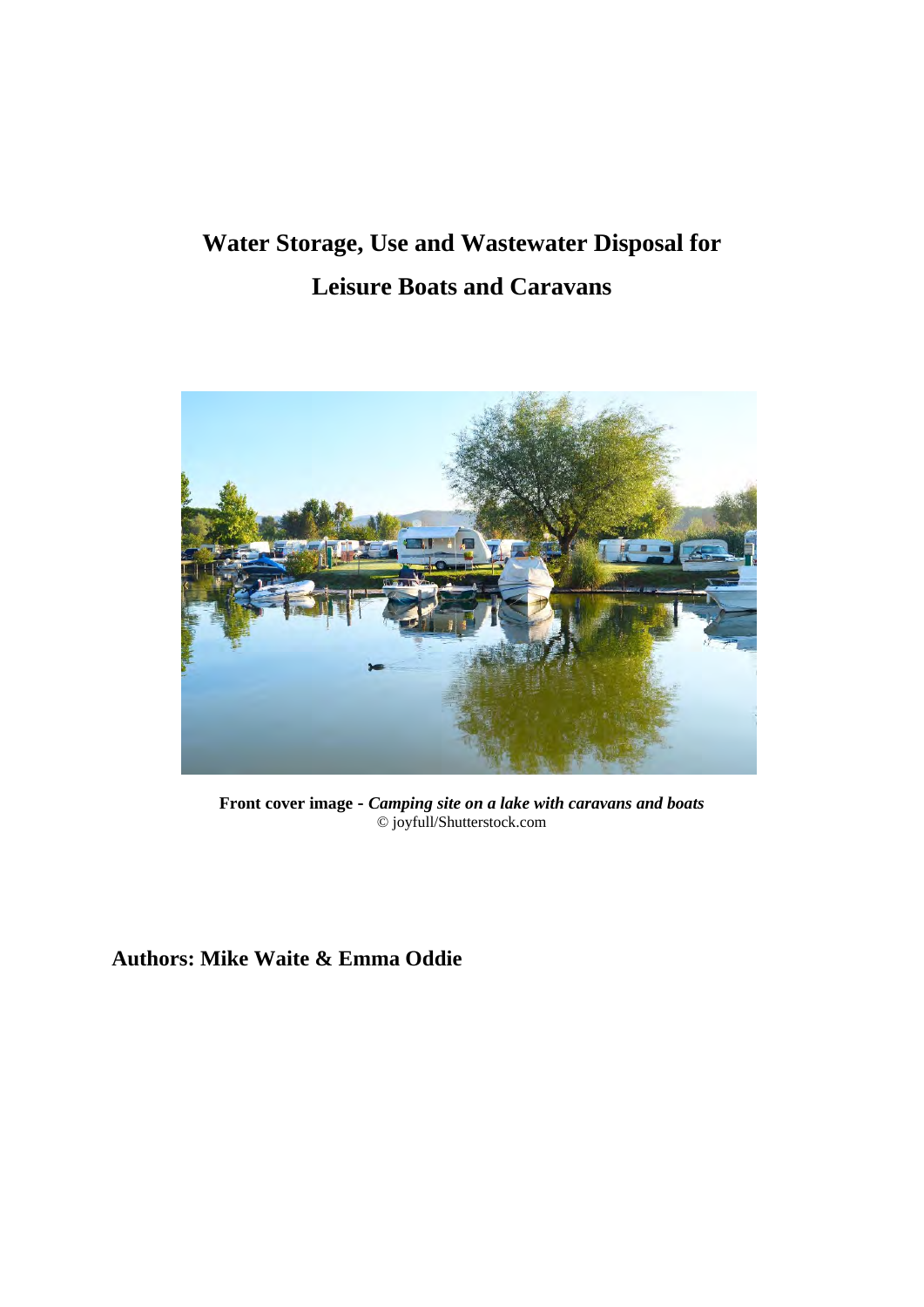# Water Storage, Use and Wastewater Disposal for Leisure Boats and Caravans

**Front cover image -** ***Camping site on a lake with caravans and boats***
© joyfull/Shutterstock.com

**Authors: Mike Waite & Emma Oddie**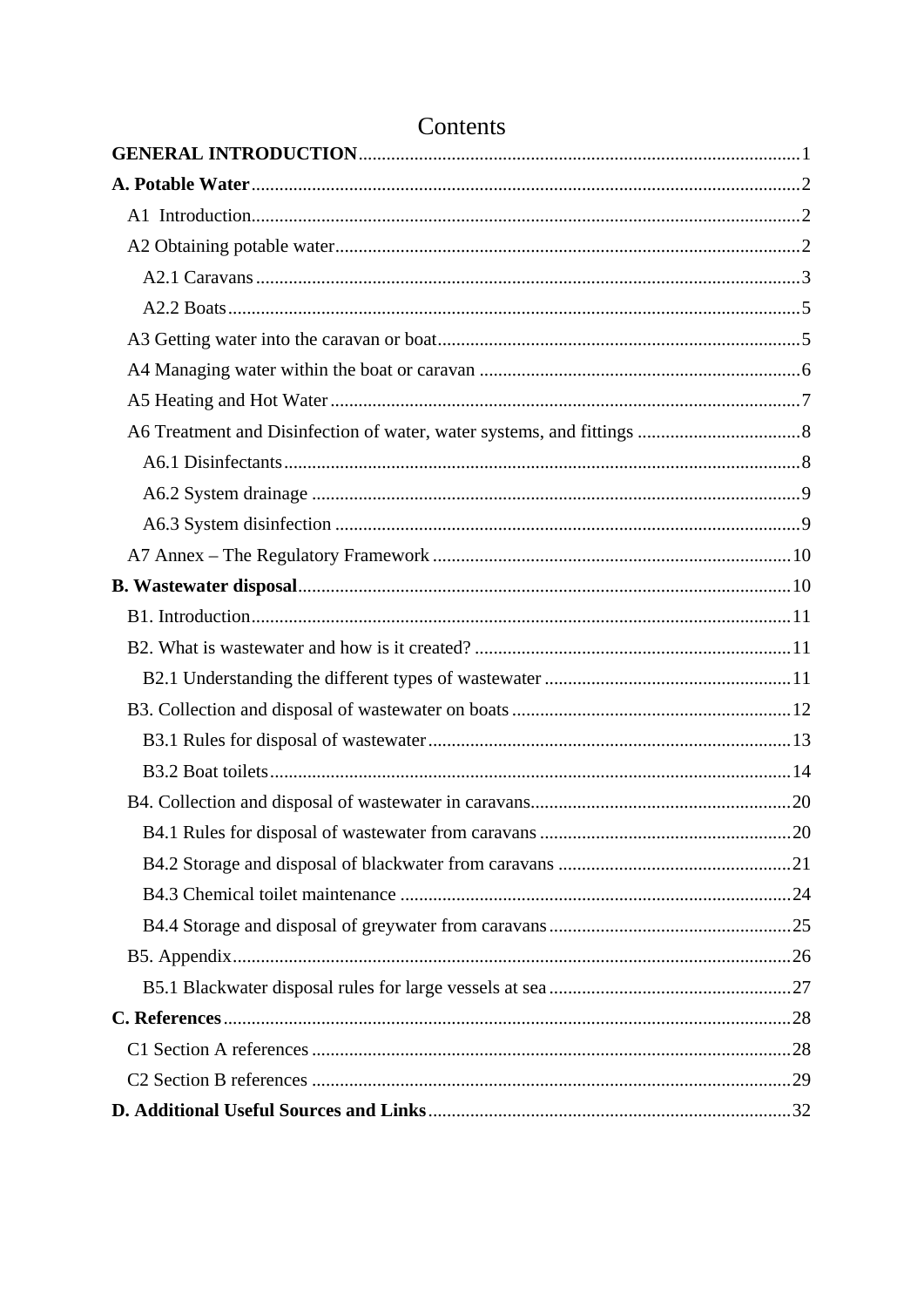# Contents

**GENERAL INTRODUCTION** ..... 1

**A. Potable Water** ..... 2

- A1 Introduction ..... 2
- A2 Obtaining potable water ..... 2
  - A2.1 Caravans ..... 3
  - A2.2 Boats ..... 5
- A3 Getting water into the caravan or boat ..... 5
- A4 Managing water within the boat or caravan ..... 6
- A5 Heating and Hot Water ..... 7
- A6 Treatment and Disinfection of water, water systems, and fittings ..... 8
  - A6.1 Disinfectants ..... 8
  - A6.2 System drainage ..... 9
  - A6.3 System disinfection ..... 9
- A7 Annex – The Regulatory Framework ..... 10

**B. Wastewater disposal** ..... 10

- B1. Introduction ..... 11
- B2. What is wastewater and how is it created? ..... 11
  - B2.1 Understanding the different types of wastewater ..... 11
- B3. Collection and disposal of wastewater on boats ..... 12
  - B3.1 Rules for disposal of wastewater ..... 13
  - B3.2 Boat toilets ..... 14
- B4. Collection and disposal of wastewater in caravans ..... 20
  - B4.1 Rules for disposal of wastewater from caravans ..... 20
  - B4.2 Storage and disposal of blackwater from caravans ..... 21
  - B4.3 Chemical toilet maintenance ..... 24
  - B4.4 Storage and disposal of greywater from caravans ..... 25
- B5. Appendix ..... 26
  - B5.1 Blackwater disposal rules for large vessels at sea ..... 27

**C. References** ..... 28

- C1 Section A references ..... 28
- C2 Section B references ..... 29

**D. Additional Useful Sources and Links** ..... 32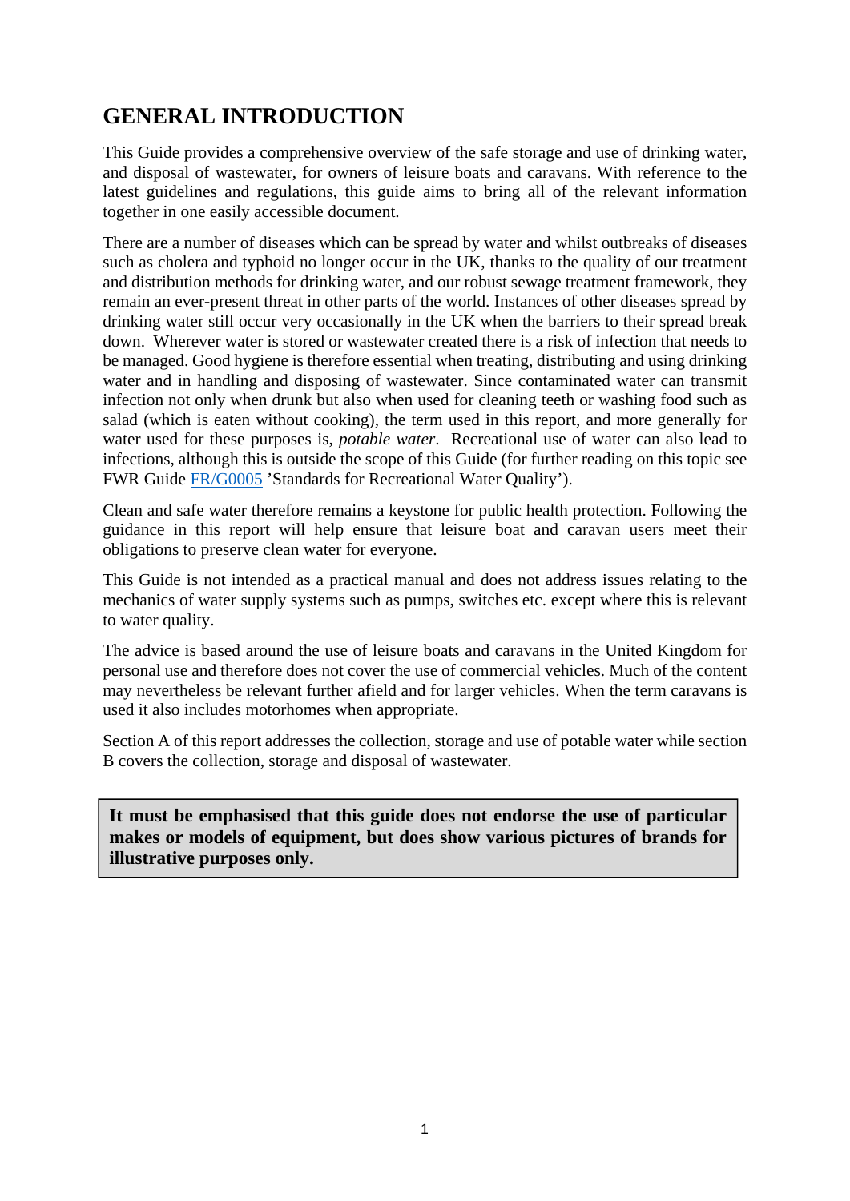# GENERAL INTRODUCTION

This Guide provides a comprehensive overview of the safe storage and use of drinking water, and disposal of wastewater, for owners of leisure boats and caravans. With reference to the latest guidelines and regulations, this guide aims to bring all of the relevant information together in one easily accessible document.

There are a number of diseases which can be spread by water and whilst outbreaks of diseases such as cholera and typhoid no longer occur in the UK, thanks to the quality of our treatment and distribution methods for drinking water, and our robust sewage treatment framework, they remain an ever-present threat in other parts of the world. Instances of other diseases spread by drinking water still occur very occasionally in the UK when the barriers to their spread break down. Wherever water is stored or wastewater created there is a risk of infection that needs to be managed. Good hygiene is therefore essential when treating, distributing and using drinking water and in handling and disposing of wastewater. Since contaminated water can transmit infection not only when drunk but also when used for cleaning teeth or washing food such as salad (which is eaten without cooking), the term used in this report, and more generally for water used for these purposes is, *potable water*. Recreational use of water can also lead to infections, although this is outside the scope of this Guide (for further reading on this topic see FWR Guide FR/G0005 'Standards for Recreational Water Quality').

Clean and safe water therefore remains a keystone for public health protection. Following the guidance in this report will help ensure that leisure boat and caravan users meet their obligations to preserve clean water for everyone.

This Guide is not intended as a practical manual and does not address issues relating to the mechanics of water supply systems such as pumps, switches etc. except where this is relevant to water quality.

The advice is based around the use of leisure boats and caravans in the United Kingdom for personal use and therefore does not cover the use of commercial vehicles. Much of the content may nevertheless be relevant further afield and for larger vehicles. When the term caravans is used it also includes motorhomes when appropriate.

Section A of this report addresses the collection, storage and use of potable water while section B covers the collection, storage and disposal of wastewater.

**It must be emphasised that this guide does not endorse the use of particular makes or models of equipment, but does show various pictures of brands for illustrative purposes only.**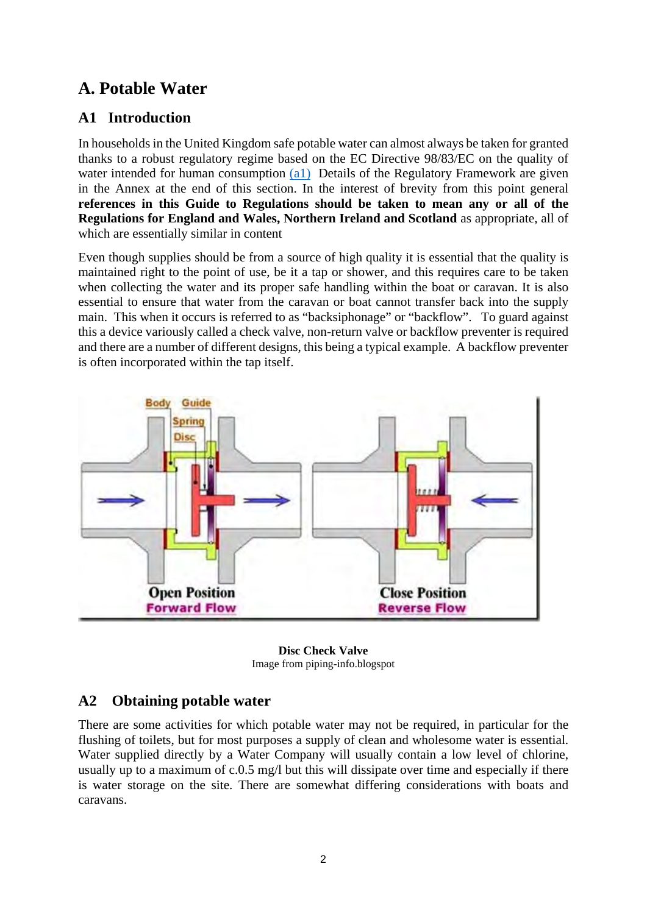# A. Potable Water

## A1 Introduction

In households in the United Kingdom safe potable water can almost always be taken for granted thanks to a robust regulatory regime based on the EC Directive 98/83/EC on the quality of water intended for human consumption (a1) Details of the Regulatory Framework are given in the Annex at the end of this section. In the interest of brevity from this point general **references in this Guide to Regulations should be taken to mean any or all of the Regulations for England and Wales, Northern Ireland and Scotland** as appropriate, all of which are essentially similar in content

Even though supplies should be from a source of high quality it is essential that the quality is maintained right to the point of use, be it a tap or shower, and this requires care to be taken when collecting the water and its proper safe handling within the boat or caravan. It is also essential to ensure that water from the caravan or boat cannot transfer back into the supply main. This when it occurs is referred to as "backsiphonage" or "backflow". To guard against this a device variously called a check valve, non-return valve or backflow preventer is required and there are a number of different designs, this being a typical example. A backflow preventer is often incorporated within the tap itself.

Body
Guide
Spring
Disc
Open Position
Forward Flow
Close Position
Reverse Flow

**Disc Check Valve**
Image from piping-info.blogspot

## A2 Obtaining potable water

There are some activities for which potable water may not be required, in particular for the flushing of toilets, but for most purposes a supply of clean and wholesome water is essential. Water supplied directly by a Water Company will usually contain a low level of chlorine, usually up to a maximum of c.0.5 mg/l but this will dissipate over time and especially if there is water storage on the site. There are somewhat differing considerations with boats and caravans.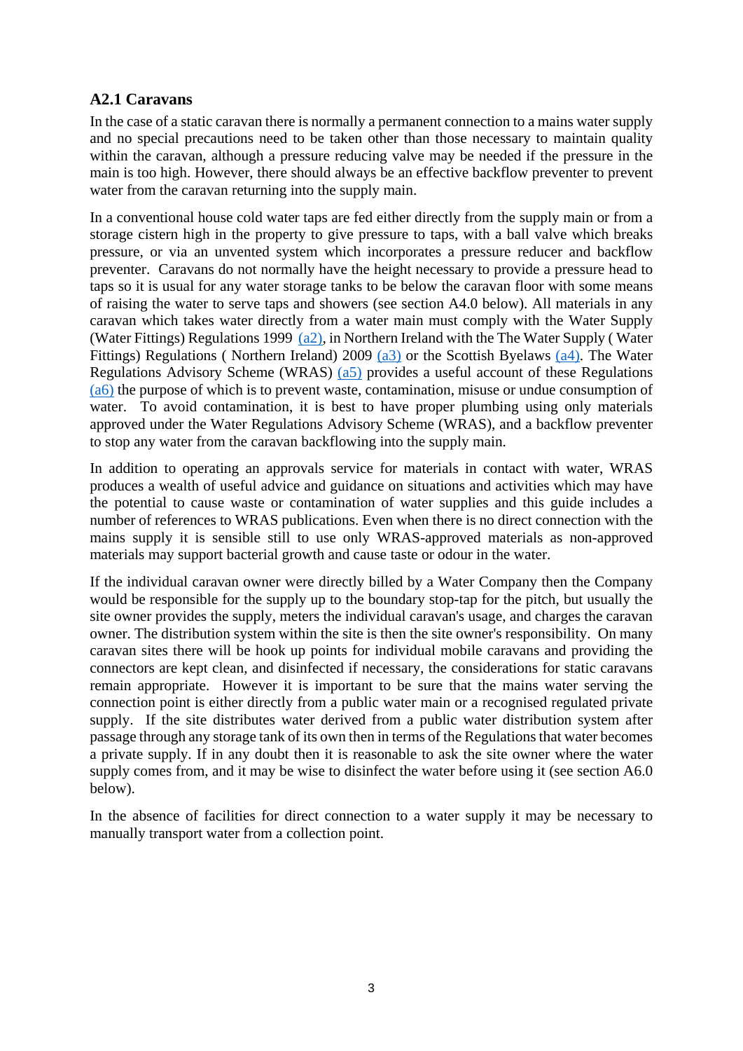### A2.1 Caravans

In the case of a static caravan there is normally a permanent connection to a mains water supply and no special precautions need to be taken other than those necessary to maintain quality within the caravan, although a pressure reducing valve may be needed if the pressure in the main is too high. However, there should always be an effective backflow preventer to prevent water from the caravan returning into the supply main.

In a conventional house cold water taps are fed either directly from the supply main or from a storage cistern high in the property to give pressure to taps, with a ball valve which breaks pressure, or via an unvented system which incorporates a pressure reducer and backflow preventer. Caravans do not normally have the height necessary to provide a pressure head to taps so it is usual for any water storage tanks to be below the caravan floor with some means of raising the water to serve taps and showers (see section A4.0 below). All materials in any caravan which takes water directly from a water main must comply with the Water Supply (Water Fittings) Regulations 1999 (a2), in Northern Ireland with the The Water Supply ( Water Fittings) Regulations ( Northern Ireland) 2009 (a3) or the Scottish Byelaws (a4). The Water Regulations Advisory Scheme (WRAS) (a5) provides a useful account of these Regulations (a6) the purpose of which is to prevent waste, contamination, misuse or undue consumption of water. To avoid contamination, it is best to have proper plumbing using only materials approved under the Water Regulations Advisory Scheme (WRAS), and a backflow preventer to stop any water from the caravan backflowing into the supply main.

In addition to operating an approvals service for materials in contact with water, WRAS produces a wealth of useful advice and guidance on situations and activities which may have the potential to cause waste or contamination of water supplies and this guide includes a number of references to WRAS publications. Even when there is no direct connection with the mains supply it is sensible still to use only WRAS-approved materials as non-approved materials may support bacterial growth and cause taste or odour in the water.

If the individual caravan owner were directly billed by a Water Company then the Company would be responsible for the supply up to the boundary stop-tap for the pitch, but usually the site owner provides the supply, meters the individual caravan's usage, and charges the caravan owner. The distribution system within the site is then the site owner's responsibility. On many caravan sites there will be hook up points for individual mobile caravans and providing the connectors are kept clean, and disinfected if necessary, the considerations for static caravans remain appropriate. However it is important to be sure that the mains water serving the connection point is either directly from a public water main or a recognised regulated private supply. If the site distributes water derived from a public water distribution system after passage through any storage tank of its own then in terms of the Regulations that water becomes a private supply. If in any doubt then it is reasonable to ask the site owner where the water supply comes from, and it may be wise to disinfect the water before using it (see section A6.0 below).

In the absence of facilities for direct connection to a water supply it may be necessary to manually transport water from a collection point.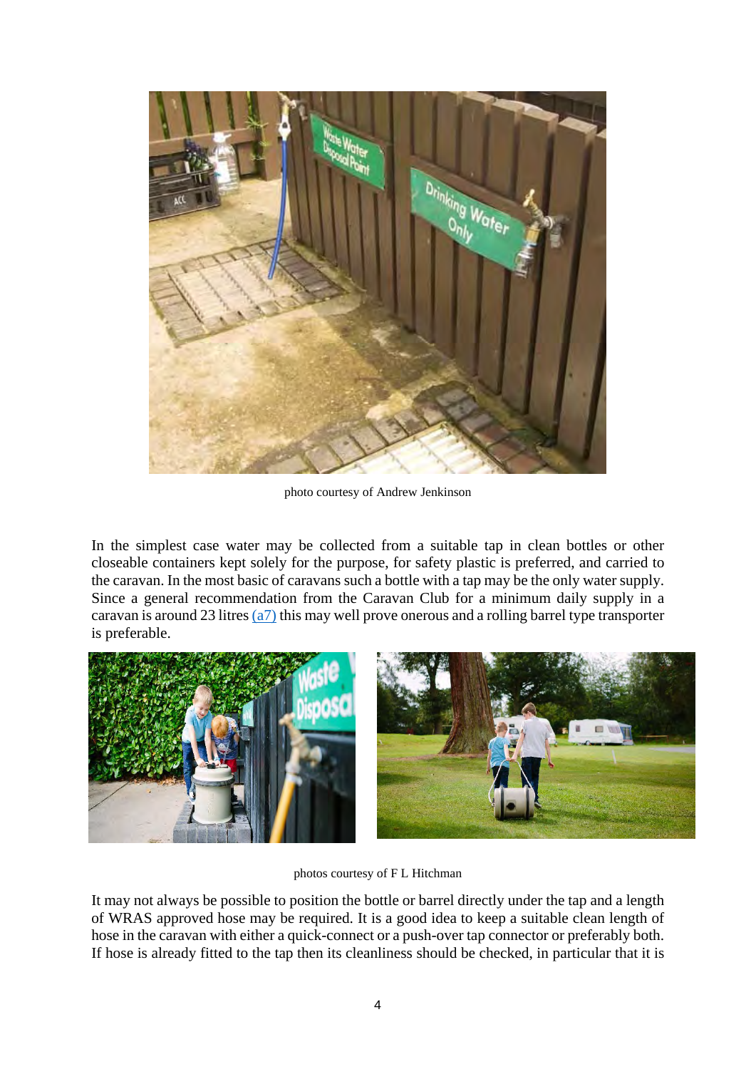photo courtesy of Andrew Jenkinson

In the simplest case water may be collected from a suitable tap in clean bottles or other closeable containers kept solely for the purpose, for safety plastic is preferred, and carried to the caravan. In the most basic of caravans such a bottle with a tap may be the only water supply. Since a general recommendation from the Caravan Club for a minimum daily supply in a caravan is around 23 litres (a7) this may well prove onerous and a rolling barrel type transporter is preferable.

photos courtesy of F L Hitchman

It may not always be possible to position the bottle or barrel directly under the tap and a length of WRAS approved hose may be required. It is a good idea to keep a suitable clean length of hose in the caravan with either a quick-connect or a push-over tap connector or preferably both. If hose is already fitted to the tap then its cleanliness should be checked, in particular that it is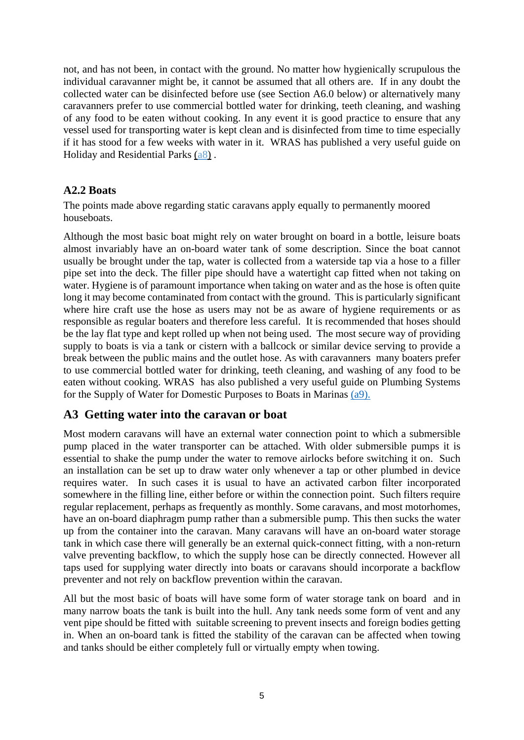not, and has not been, in contact with the ground. No matter how hygienically scrupulous the individual caravanner might be, it cannot be assumed that all others are. If in any doubt the collected water can be disinfected before use (see Section A6.0 below) or alternatively many caravanners prefer to use commercial bottled water for drinking, teeth cleaning, and washing of any food to be eaten without cooking. In any event it is good practice to ensure that any vessel used for transporting water is kept clean and is disinfected from time to time especially if it has stood for a few weeks with water in it. WRAS has published a very useful guide on Holiday and Residential Parks (a8) .

### A2.2 Boats

The points made above regarding static caravans apply equally to permanently moored houseboats.

Although the most basic boat might rely on water brought on board in a bottle, leisure boats almost invariably have an on-board water tank of some description. Since the boat cannot usually be brought under the tap, water is collected from a waterside tap via a hose to a filler pipe set into the deck. The filler pipe should have a watertight cap fitted when not taking on water. Hygiene is of paramount importance when taking on water and as the hose is often quite long it may become contaminated from contact with the ground. This is particularly significant where hire craft use the hose as users may not be as aware of hygiene requirements or as responsible as regular boaters and therefore less careful. It is recommended that hoses should be the lay flat type and kept rolled up when not being used. The most secure way of providing supply to boats is via a tank or cistern with a ballcock or similar device serving to provide a break between the public mains and the outlet hose. As with caravanners many boaters prefer to use commercial bottled water for drinking, teeth cleaning, and washing of any food to be eaten without cooking. WRAS has also published a very useful guide on Plumbing Systems for the Supply of Water for Domestic Purposes to Boats in Marinas (a9).

## A3 Getting water into the caravan or boat

Most modern caravans will have an external water connection point to which a submersible pump placed in the water transporter can be attached. With older submersible pumps it is essential to shake the pump under the water to remove airlocks before switching it on. Such an installation can be set up to draw water only whenever a tap or other plumbed in device requires water. In such cases it is usual to have an activated carbon filter incorporated somewhere in the filling line, either before or within the connection point. Such filters require regular replacement, perhaps as frequently as monthly. Some caravans, and most motorhomes, have an on-board diaphragm pump rather than a submersible pump. This then sucks the water up from the container into the caravan. Many caravans will have an on-board water storage tank in which case there will generally be an external quick-connect fitting, with a non-return valve preventing backflow, to which the supply hose can be directly connected. However all taps used for supplying water directly into boats or caravans should incorporate a backflow preventer and not rely on backflow prevention within the caravan.

All but the most basic of boats will have some form of water storage tank on board and in many narrow boats the tank is built into the hull. Any tank needs some form of vent and any vent pipe should be fitted with suitable screening to prevent insects and foreign bodies getting in. When an on-board tank is fitted the stability of the caravan can be affected when towing and tanks should be either completely full or virtually empty when towing.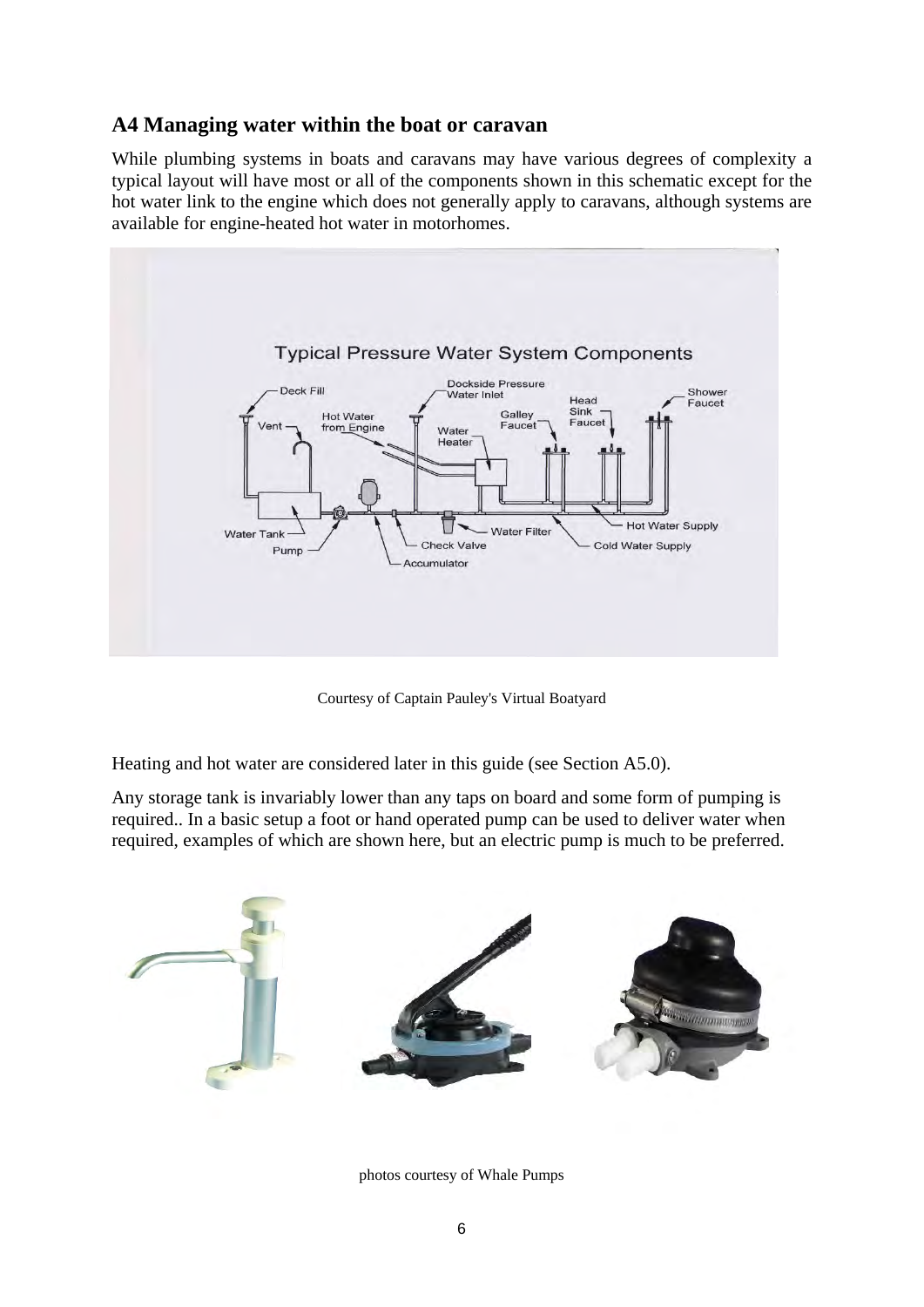## A4 Managing water within the boat or caravan

While plumbing systems in boats and caravans may have various degrees of complexity a typical layout will have most or all of the components shown in this schematic except for the hot water link to the engine which does not generally apply to caravans, although systems are available for engine-heated hot water in motorhomes.

Typical Pressure Water System Components

Deck Fill
Dockside Pressure Water Inlet
Head Sink Faucet
Shower Faucet
Vent
Hot Water from Engine
Galley Faucet
Water Heater
Water Tank
Pump
Check Valve
Accumulator
Water Filter
Hot Water Supply
Cold Water Supply

Courtesy of Captain Pauley's Virtual Boatyard

Heating and hot water are considered later in this guide (see Section A5.0).

Any storage tank is invariably lower than any taps on board and some form of pumping is required.. In a basic setup a foot or hand operated pump can be used to deliver water when required, examples of which are shown here, but an electric pump is much to be preferred.

photos courtesy of Whale Pumps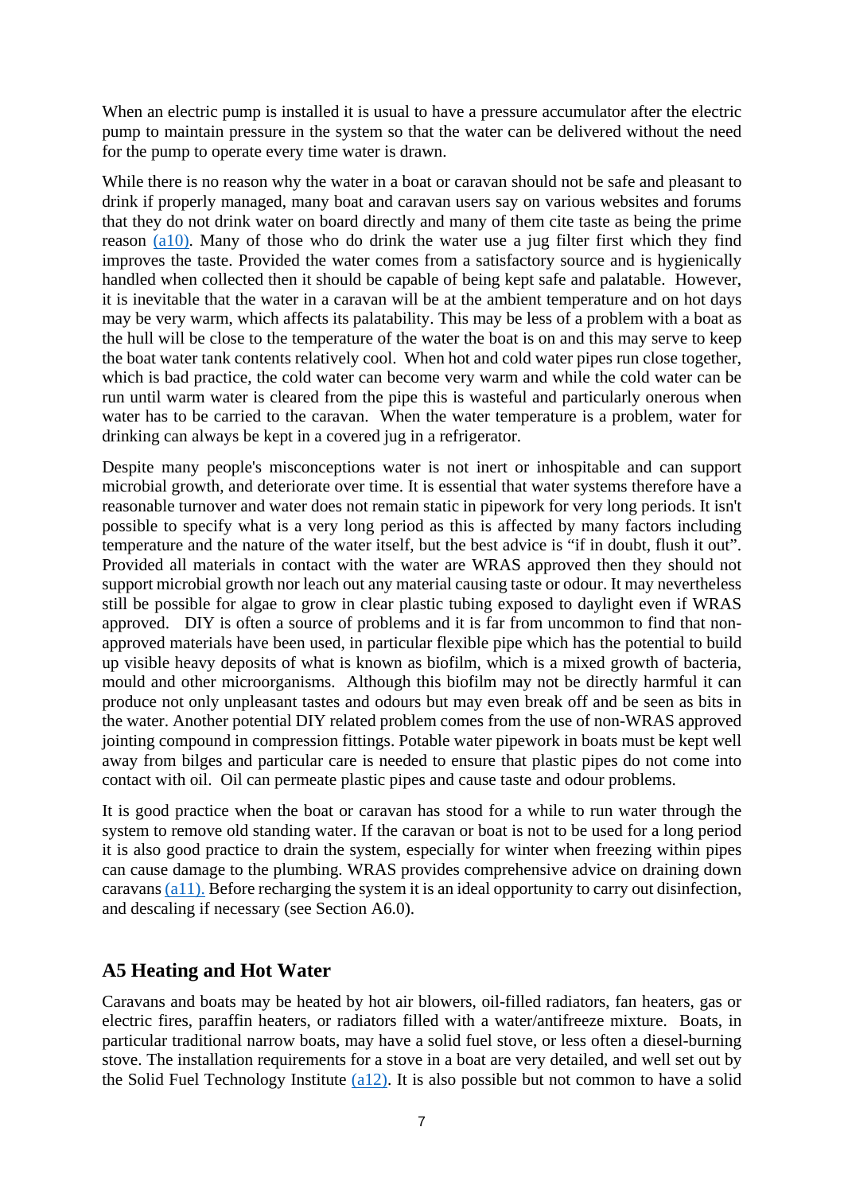When an electric pump is installed it is usual to have a pressure accumulator after the electric pump to maintain pressure in the system so that the water can be delivered without the need for the pump to operate every time water is drawn.

While there is no reason why the water in a boat or caravan should not be safe and pleasant to drink if properly managed, many boat and caravan users say on various websites and forums that they do not drink water on board directly and many of them cite taste as being the prime reason (a10). Many of those who do drink the water use a jug filter first which they find improves the taste. Provided the water comes from a satisfactory source and is hygienically handled when collected then it should be capable of being kept safe and palatable. However, it is inevitable that the water in a caravan will be at the ambient temperature and on hot days may be very warm, which affects its palatability. This may be less of a problem with a boat as the hull will be close to the temperature of the water the boat is on and this may serve to keep the boat water tank contents relatively cool. When hot and cold water pipes run close together, which is bad practice, the cold water can become very warm and while the cold water can be run until warm water is cleared from the pipe this is wasteful and particularly onerous when water has to be carried to the caravan. When the water temperature is a problem, water for drinking can always be kept in a covered jug in a refrigerator.

Despite many people's misconceptions water is not inert or inhospitable and can support microbial growth, and deteriorate over time. It is essential that water systems therefore have a reasonable turnover and water does not remain static in pipework for very long periods. It isn't possible to specify what is a very long period as this is affected by many factors including temperature and the nature of the water itself, but the best advice is "if in doubt, flush it out". Provided all materials in contact with the water are WRAS approved then they should not support microbial growth nor leach out any material causing taste or odour. It may nevertheless still be possible for algae to grow in clear plastic tubing exposed to daylight even if WRAS approved. DIY is often a source of problems and it is far from uncommon to find that non-approved materials have been used, in particular flexible pipe which has the potential to build up visible heavy deposits of what is known as biofilm, which is a mixed growth of bacteria, mould and other microorganisms. Although this biofilm may not be directly harmful it can produce not only unpleasant tastes and odours but may even break off and be seen as bits in the water. Another potential DIY related problem comes from the use of non-WRAS approved jointing compound in compression fittings. Potable water pipework in boats must be kept well away from bilges and particular care is needed to ensure that plastic pipes do not come into contact with oil. Oil can permeate plastic pipes and cause taste and odour problems.

It is good practice when the boat or caravan has stood for a while to run water through the system to remove old standing water. If the caravan or boat is not to be used for a long period it is also good practice to drain the system, especially for winter when freezing within pipes can cause damage to the plumbing. WRAS provides comprehensive advice on draining down caravans (a11). Before recharging the system it is an ideal opportunity to carry out disinfection, and descaling if necessary (see Section A6.0).

## A5 Heating and Hot Water

Caravans and boats may be heated by hot air blowers, oil-filled radiators, fan heaters, gas or electric fires, paraffin heaters, or radiators filled with a water/antifreeze mixture. Boats, in particular traditional narrow boats, may have a solid fuel stove, or less often a diesel-burning stove. The installation requirements for a stove in a boat are very detailed, and well set out by the Solid Fuel Technology Institute (a12). It is also possible but not common to have a solid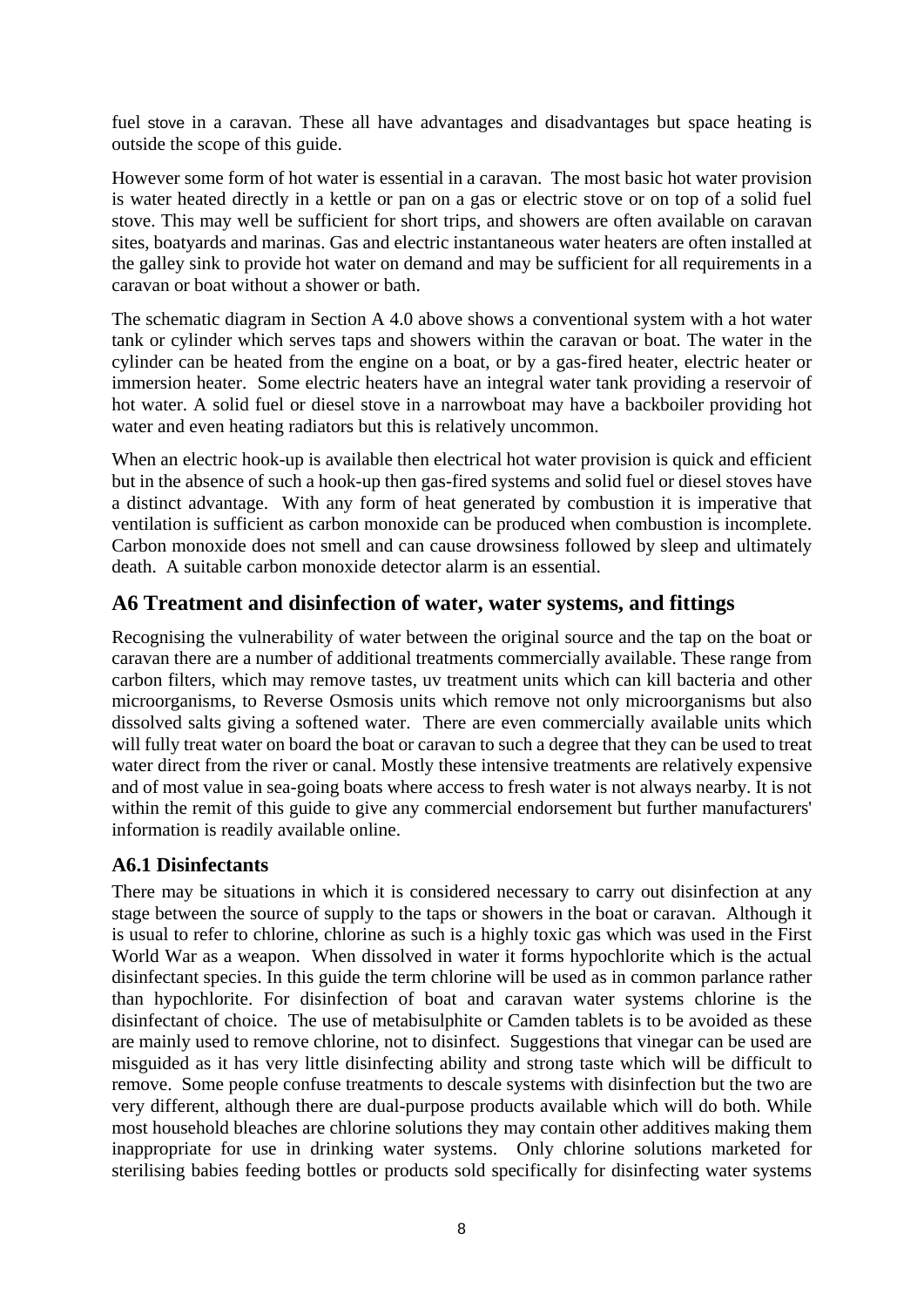fuel stove in a caravan. These all have advantages and disadvantages but space heating is outside the scope of this guide.

However some form of hot water is essential in a caravan. The most basic hot water provision is water heated directly in a kettle or pan on a gas or electric stove or on top of a solid fuel stove. This may well be sufficient for short trips, and showers are often available on caravan sites, boatyards and marinas. Gas and electric instantaneous water heaters are often installed at the galley sink to provide hot water on demand and may be sufficient for all requirements in a caravan or boat without a shower or bath.

The schematic diagram in Section A 4.0 above shows a conventional system with a hot water tank or cylinder which serves taps and showers within the caravan or boat. The water in the cylinder can be heated from the engine on a boat, or by a gas-fired heater, electric heater or immersion heater. Some electric heaters have an integral water tank providing a reservoir of hot water. A solid fuel or diesel stove in a narrowboat may have a backboiler providing hot water and even heating radiators but this is relatively uncommon.

When an electric hook-up is available then electrical hot water provision is quick and efficient but in the absence of such a hook-up then gas-fired systems and solid fuel or diesel stoves have a distinct advantage. With any form of heat generated by combustion it is imperative that ventilation is sufficient as carbon monoxide can be produced when combustion is incomplete. Carbon monoxide does not smell and can cause drowsiness followed by sleep and ultimately death. A suitable carbon monoxide detector alarm is an essential.

## A6 Treatment and disinfection of water, water systems, and fittings

Recognising the vulnerability of water between the original source and the tap on the boat or caravan there are a number of additional treatments commercially available. These range from carbon filters, which may remove tastes, uv treatment units which can kill bacteria and other microorganisms, to Reverse Osmosis units which remove not only microorganisms but also dissolved salts giving a softened water. There are even commercially available units which will fully treat water on board the boat or caravan to such a degree that they can be used to treat water direct from the river or canal. Mostly these intensive treatments are relatively expensive and of most value in sea-going boats where access to fresh water is not always nearby. It is not within the remit of this guide to give any commercial endorsement but further manufacturers' information is readily available online.

### A6.1 Disinfectants

There may be situations in which it is considered necessary to carry out disinfection at any stage between the source of supply to the taps or showers in the boat or caravan. Although it is usual to refer to chlorine, chlorine as such is a highly toxic gas which was used in the First World War as a weapon. When dissolved in water it forms hypochlorite which is the actual disinfectant species. In this guide the term chlorine will be used as in common parlance rather than hypochlorite. For disinfection of boat and caravan water systems chlorine is the disinfectant of choice. The use of metabisulphite or Camden tablets is to be avoided as these are mainly used to remove chlorine, not to disinfect. Suggestions that vinegar can be used are misguided as it has very little disinfecting ability and strong taste which will be difficult to remove. Some people confuse treatments to descale systems with disinfection but the two are very different, although there are dual-purpose products available which will do both. While most household bleaches are chlorine solutions they may contain other additives making them inappropriate for use in drinking water systems. Only chlorine solutions marketed for sterilising babies feeding bottles or products sold specifically for disinfecting water systems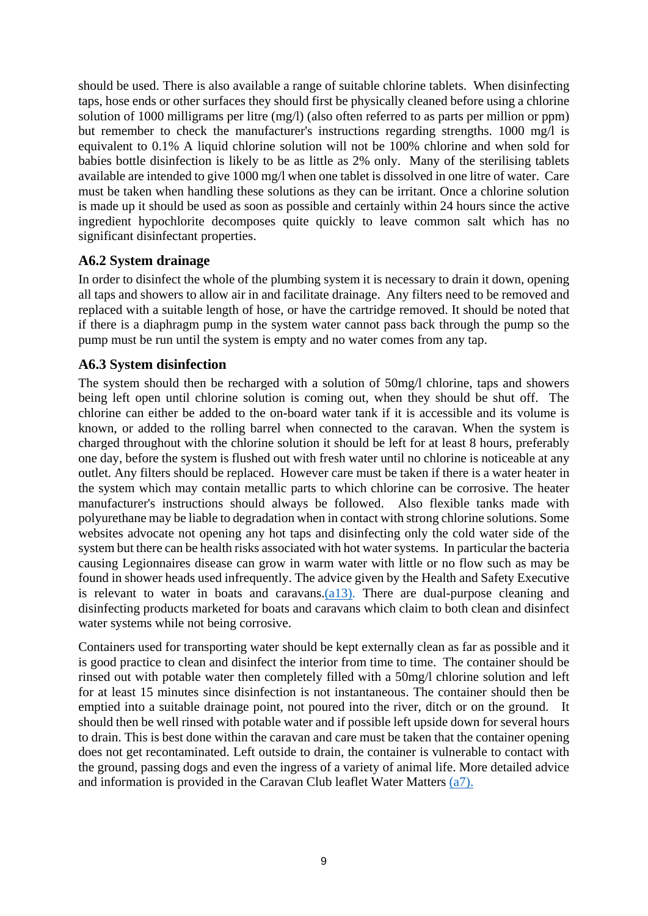should be used. There is also available a range of suitable chlorine tablets. When disinfecting taps, hose ends or other surfaces they should first be physically cleaned before using a chlorine solution of 1000 milligrams per litre (mg/l) (also often referred to as parts per million or ppm) but remember to check the manufacturer's instructions regarding strengths. 1000 mg/l is equivalent to 0.1% A liquid chlorine solution will not be 100% chlorine and when sold for babies bottle disinfection is likely to be as little as 2% only. Many of the sterilising tablets available are intended to give 1000 mg/l when one tablet is dissolved in one litre of water. Care must be taken when handling these solutions as they can be irritant. Once a chlorine solution is made up it should be used as soon as possible and certainly within 24 hours since the active ingredient hypochlorite decomposes quite quickly to leave common salt which has no significant disinfectant properties.

### A6.2 System drainage

In order to disinfect the whole of the plumbing system it is necessary to drain it down, opening all taps and showers to allow air in and facilitate drainage. Any filters need to be removed and replaced with a suitable length of hose, or have the cartridge removed. It should be noted that if there is a diaphragm pump in the system water cannot pass back through the pump so the pump must be run until the system is empty and no water comes from any tap.

### A6.3 System disinfection

The system should then be recharged with a solution of 50mg/l chlorine, taps and showers being left open until chlorine solution is coming out, when they should be shut off. The chlorine can either be added to the on-board water tank if it is accessible and its volume is known, or added to the rolling barrel when connected to the caravan. When the system is charged throughout with the chlorine solution it should be left for at least 8 hours, preferably one day, before the system is flushed out with fresh water until no chlorine is noticeable at any outlet. Any filters should be replaced. However care must be taken if there is a water heater in the system which may contain metallic parts to which chlorine can be corrosive. The heater manufacturer's instructions should always be followed. Also flexible tanks made with polyurethane may be liable to degradation when in contact with strong chlorine solutions. Some websites advocate not opening any hot taps and disinfecting only the cold water side of the system but there can be health risks associated with hot water systems. In particular the bacteria causing Legionnaires disease can grow in warm water with little or no flow such as may be found in shower heads used infrequently. The advice given by the Health and Safety Executive is relevant to water in boats and caravans.(a13). There are dual-purpose cleaning and disinfecting products marketed for boats and caravans which claim to both clean and disinfect water systems while not being corrosive.

Containers used for transporting water should be kept externally clean as far as possible and it is good practice to clean and disinfect the interior from time to time. The container should be rinsed out with potable water then completely filled with a 50mg/l chlorine solution and left for at least 15 minutes since disinfection is not instantaneous. The container should then be emptied into a suitable drainage point, not poured into the river, ditch or on the ground. It should then be well rinsed with potable water and if possible left upside down for several hours to drain. This is best done within the caravan and care must be taken that the container opening does not get recontaminated. Left outside to drain, the container is vulnerable to contact with the ground, passing dogs and even the ingress of a variety of animal life. More detailed advice and information is provided in the Caravan Club leaflet Water Matters (a7).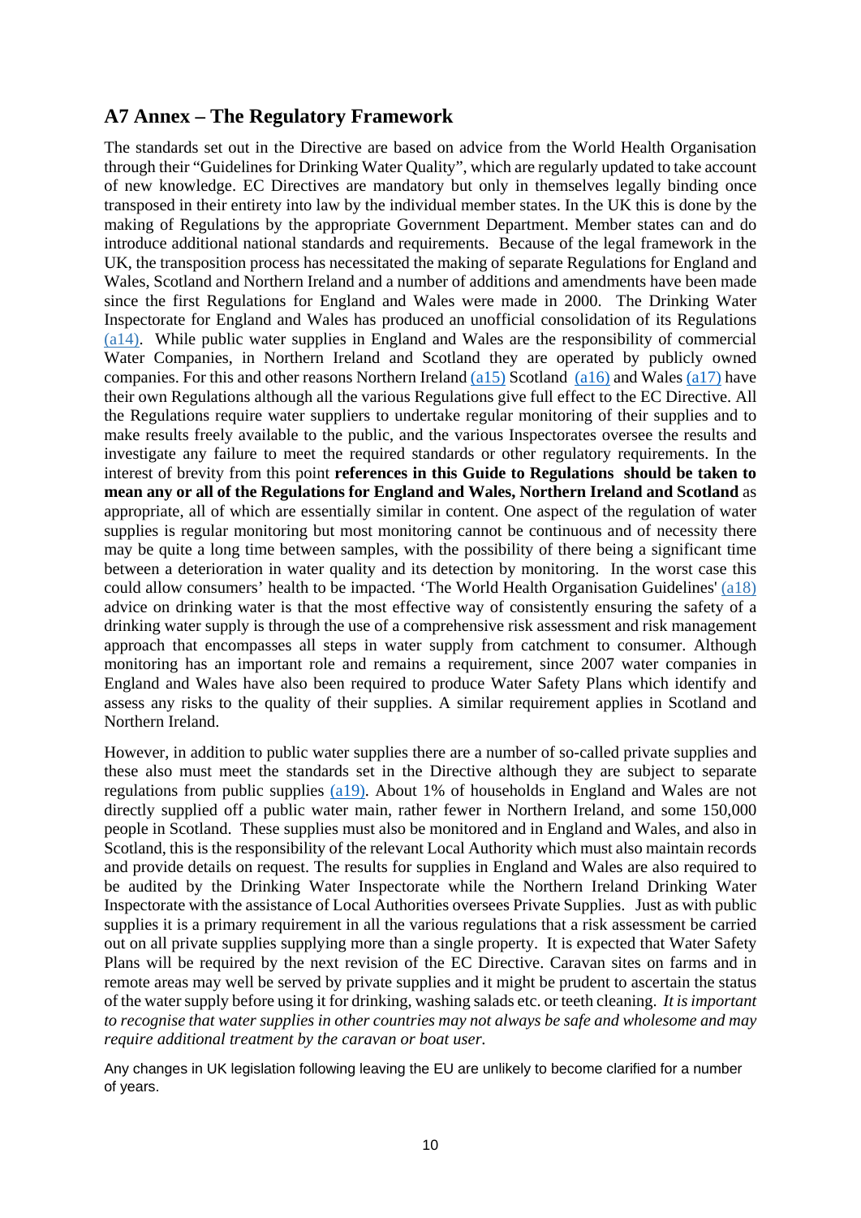## A7 Annex – The Regulatory Framework

The standards set out in the Directive are based on advice from the World Health Organisation through their "Guidelines for Drinking Water Quality", which are regularly updated to take account of new knowledge. EC Directives are mandatory but only in themselves legally binding once transposed in their entirety into law by the individual member states. In the UK this is done by the making of Regulations by the appropriate Government Department. Member states can and do introduce additional national standards and requirements. Because of the legal framework in the UK, the transposition process has necessitated the making of separate Regulations for England and Wales, Scotland and Northern Ireland and a number of additions and amendments have been made since the first Regulations for England and Wales were made in 2000. The Drinking Water Inspectorate for England and Wales has produced an unofficial consolidation of its Regulations (a14). While public water supplies in England and Wales are the responsibility of commercial Water Companies, in Northern Ireland and Scotland they are operated by publicly owned companies. For this and other reasons Northern Ireland (a15) Scotland (a16) and Wales (a17) have their own Regulations although all the various Regulations give full effect to the EC Directive. All the Regulations require water suppliers to undertake regular monitoring of their supplies and to make results freely available to the public, and the various Inspectorates oversee the results and investigate any failure to meet the required standards or other regulatory requirements. In the interest of brevity from this point **references in this Guide to Regulations should be taken to mean any or all of the Regulations for England and Wales, Northern Ireland and Scotland** as appropriate, all of which are essentially similar in content. One aspect of the regulation of water supplies is regular monitoring but most monitoring cannot be continuous and of necessity there may be quite a long time between samples, with the possibility of there being a significant time between a deterioration in water quality and its detection by monitoring. In the worst case this could allow consumers' health to be impacted. 'The World Health Organisation Guidelines' (a18) advice on drinking water is that the most effective way of consistently ensuring the safety of a drinking water supply is through the use of a comprehensive risk assessment and risk management approach that encompasses all steps in water supply from catchment to consumer. Although monitoring has an important role and remains a requirement, since 2007 water companies in England and Wales have also been required to produce Water Safety Plans which identify and assess any risks to the quality of their supplies. A similar requirement applies in Scotland and Northern Ireland.

However, in addition to public water supplies there are a number of so-called private supplies and these also must meet the standards set in the Directive although they are subject to separate regulations from public supplies (a19). About 1% of households in England and Wales are not directly supplied off a public water main, rather fewer in Northern Ireland, and some 150,000 people in Scotland. These supplies must also be monitored and in England and Wales, and also in Scotland, this is the responsibility of the relevant Local Authority which must also maintain records and provide details on request. The results for supplies in England and Wales are also required to be audited by the Drinking Water Inspectorate while the Northern Ireland Drinking Water Inspectorate with the assistance of Local Authorities oversees Private Supplies. Just as with public supplies it is a primary requirement in all the various regulations that a risk assessment be carried out on all private supplies supplying more than a single property. It is expected that Water Safety Plans will be required by the next revision of the EC Directive. Caravan sites on farms and in remote areas may well be served by private supplies and it might be prudent to ascertain the status of the water supply before using it for drinking, washing salads etc. or teeth cleaning. *It is important to recognise that water supplies in other countries may not always be safe and wholesome and may require additional treatment by the caravan or boat user.*

Any changes in UK legislation following leaving the EU are unlikely to become clarified for a number of years.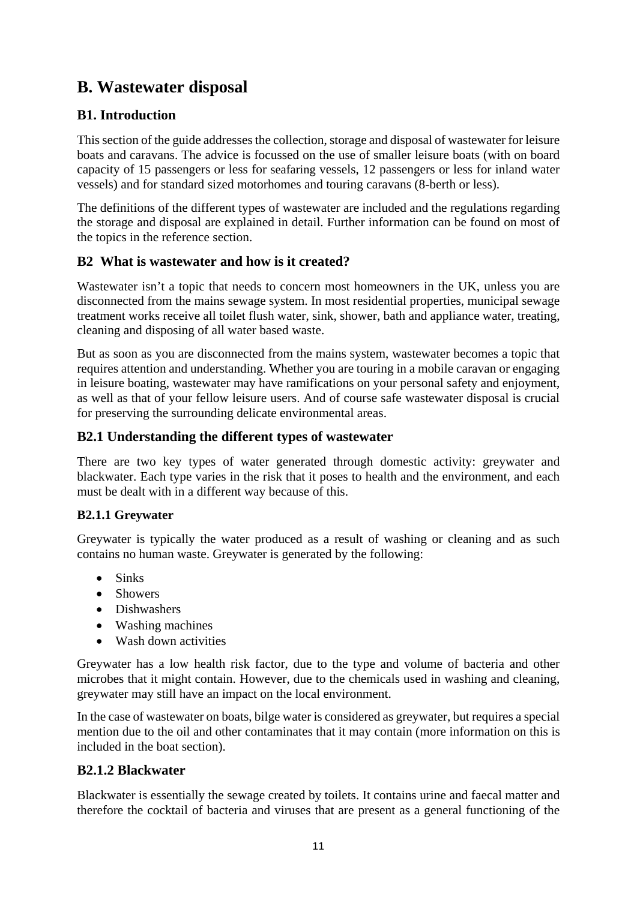# B. Wastewater disposal

## B1. Introduction

This section of the guide addresses the collection, storage and disposal of wastewater for leisure boats and caravans. The advice is focussed on the use of smaller leisure boats (with on board capacity of 15 passengers or less for seafaring vessels, 12 passengers or less for inland water vessels) and for standard sized motorhomes and touring caravans (8-berth or less).

The definitions of the different types of wastewater are included and the regulations regarding the storage and disposal are explained in detail. Further information can be found on most of the topics in the reference section.

## B2 What is wastewater and how is it created?

Wastewater isn't a topic that needs to concern most homeowners in the UK, unless you are disconnected from the mains sewage system. In most residential properties, municipal sewage treatment works receive all toilet flush water, sink, shower, bath and appliance water, treating, cleaning and disposing of all water based waste.

But as soon as you are disconnected from the mains system, wastewater becomes a topic that requires attention and understanding. Whether you are touring in a mobile caravan or engaging in leisure boating, wastewater may have ramifications on your personal safety and enjoyment, as well as that of your fellow leisure users. And of course safe wastewater disposal is crucial for preserving the surrounding delicate environmental areas.

## B2.1 Understanding the different types of wastewater

There are two key types of water generated through domestic activity: greywater and blackwater. Each type varies in the risk that it poses to health and the environment, and each must be dealt with in a different way because of this.

### B2.1.1 Greywater

Greywater is typically the water produced as a result of washing or cleaning and as such contains no human waste. Greywater is generated by the following:

- Sinks
- Showers
- Dishwashers
- Washing machines
- Wash down activities

Greywater has a low health risk factor, due to the type and volume of bacteria and other microbes that it might contain. However, due to the chemicals used in washing and cleaning, greywater may still have an impact on the local environment.

In the case of wastewater on boats, bilge water is considered as greywater, but requires a special mention due to the oil and other contaminates that it may contain (more information on this is included in the boat section).

## B2.1.2 Blackwater

Blackwater is essentially the sewage created by toilets. It contains urine and faecal matter and therefore the cocktail of bacteria and viruses that are present as a general functioning of the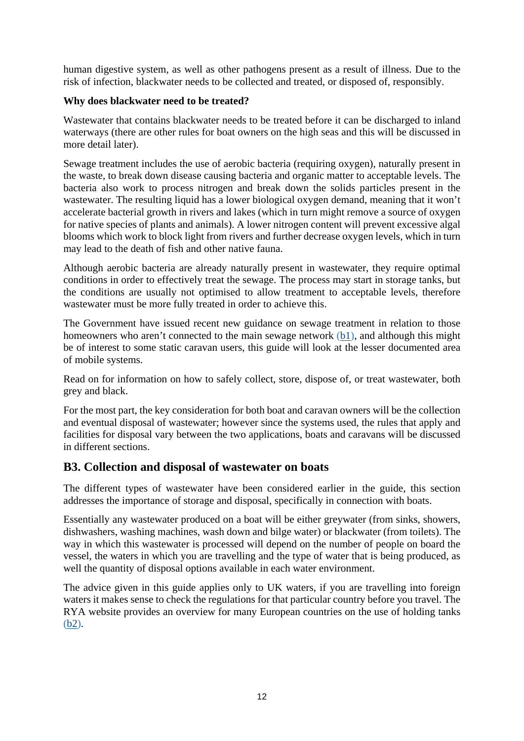human digestive system, as well as other pathogens present as a result of illness. Due to the risk of infection, blackwater needs to be collected and treated, or disposed of, responsibly.

**Why does blackwater need to be treated?**

Wastewater that contains blackwater needs to be treated before it can be discharged to inland waterways (there are other rules for boat owners on the high seas and this will be discussed in more detail later).

Sewage treatment includes the use of aerobic bacteria (requiring oxygen), naturally present in the waste, to break down disease causing bacteria and organic matter to acceptable levels. The bacteria also work to process nitrogen and break down the solids particles present in the wastewater. The resulting liquid has a lower biological oxygen demand, meaning that it won't accelerate bacterial growth in rivers and lakes (which in turn might remove a source of oxygen for native species of plants and animals). A lower nitrogen content will prevent excessive algal blooms which work to block light from rivers and further decrease oxygen levels, which in turn may lead to the death of fish and other native fauna.

Although aerobic bacteria are already naturally present in wastewater, they require optimal conditions in order to effectively treat the sewage. The process may start in storage tanks, but the conditions are usually not optimised to allow treatment to acceptable levels, therefore wastewater must be more fully treated in order to achieve this.

The Government have issued recent new guidance on sewage treatment in relation to those homeowners who aren't connected to the main sewage network (b1), and although this might be of interest to some static caravan users, this guide will look at the lesser documented area of mobile systems.

Read on for information on how to safely collect, store, dispose of, or treat wastewater, both grey and black.

For the most part, the key consideration for both boat and caravan owners will be the collection and eventual disposal of wastewater; however since the systems used, the rules that apply and facilities for disposal vary between the two applications, boats and caravans will be discussed in different sections.

## B3. Collection and disposal of wastewater on boats

The different types of wastewater have been considered earlier in the guide, this section addresses the importance of storage and disposal, specifically in connection with boats.

Essentially any wastewater produced on a boat will be either greywater (from sinks, showers, dishwashers, washing machines, wash down and bilge water) or blackwater (from toilets). The way in which this wastewater is processed will depend on the number of people on board the vessel, the waters in which you are travelling and the type of water that is being produced, as well the quantity of disposal options available in each water environment.

The advice given in this guide applies only to UK waters, if you are travelling into foreign waters it makes sense to check the regulations for that particular country before you travel. The RYA website provides an overview for many European countries on the use of holding tanks (b2).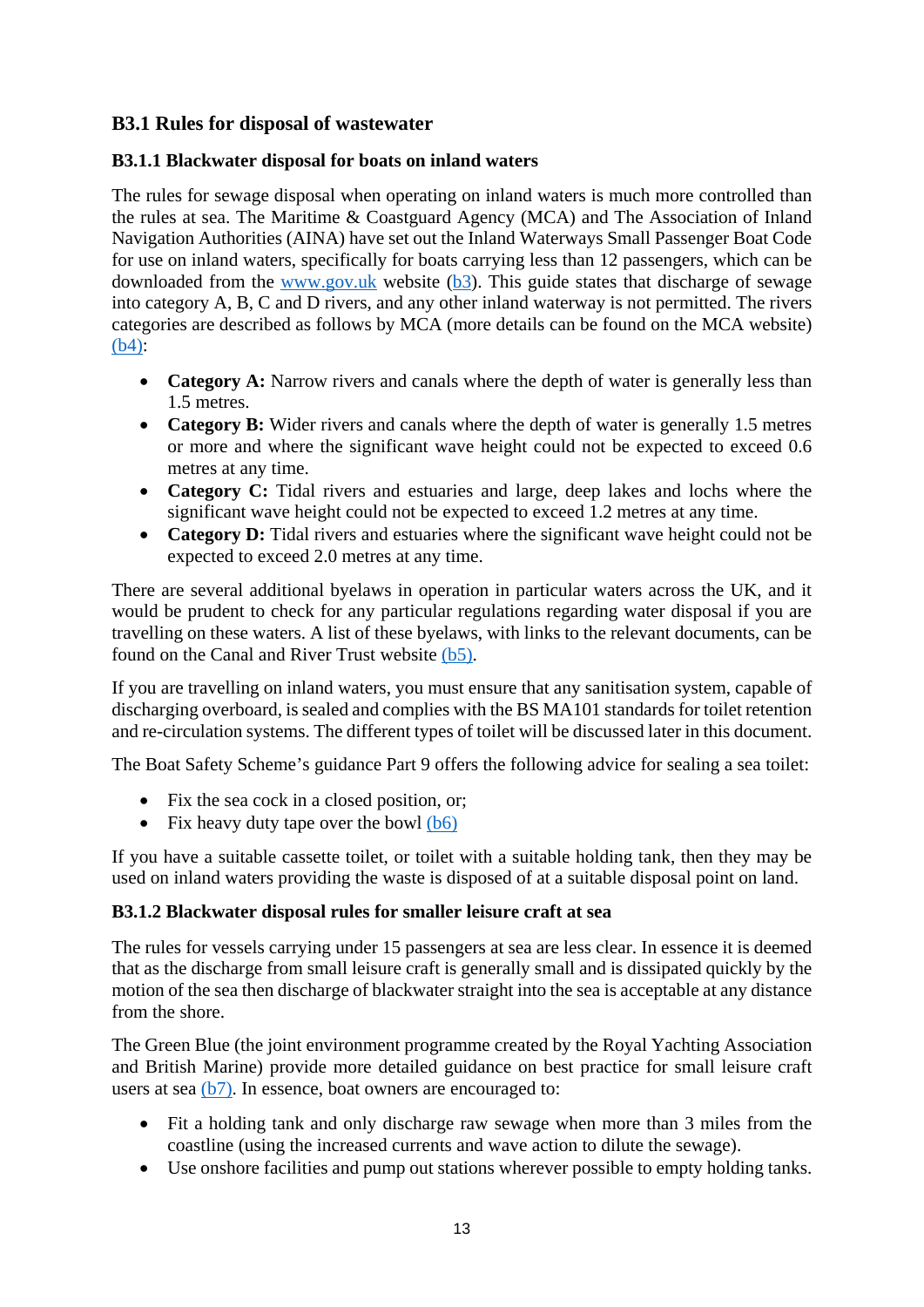## B3.1 Rules for disposal of wastewater

### B3.1.1 Blackwater disposal for boats on inland waters

The rules for sewage disposal when operating on inland waters is much more controlled than the rules at sea. The Maritime & Coastguard Agency (MCA) and The Association of Inland Navigation Authorities (AINA) have set out the Inland Waterways Small Passenger Boat Code for use on inland waters, specifically for boats carrying less than 12 passengers, which can be downloaded from the www.gov.uk website (b3). This guide states that discharge of sewage into category A, B, C and D rivers, and any other inland waterway is not permitted. The rivers categories are described as follows by MCA (more details can be found on the MCA website) (b4):

- **Category A:** Narrow rivers and canals where the depth of water is generally less than 1.5 metres.
- **Category B:** Wider rivers and canals where the depth of water is generally 1.5 metres or more and where the significant wave height could not be expected to exceed 0.6 metres at any time.
- **Category C:** Tidal rivers and estuaries and large, deep lakes and lochs where the significant wave height could not be expected to exceed 1.2 metres at any time.
- **Category D:** Tidal rivers and estuaries where the significant wave height could not be expected to exceed 2.0 metres at any time.

There are several additional byelaws in operation in particular waters across the UK, and it would be prudent to check for any particular regulations regarding water disposal if you are travelling on these waters. A list of these byelaws, with links to the relevant documents, can be found on the Canal and River Trust website (b5).

If you are travelling on inland waters, you must ensure that any sanitisation system, capable of discharging overboard, is sealed and complies with the BS MA101 standards for toilet retention and re-circulation systems. The different types of toilet will be discussed later in this document.

The Boat Safety Scheme's guidance Part 9 offers the following advice for sealing a sea toilet:

- Fix the sea cock in a closed position, or;
- Fix heavy duty tape over the bowl (b6)

If you have a suitable cassette toilet, or toilet with a suitable holding tank, then they may be used on inland waters providing the waste is disposed of at a suitable disposal point on land.

### B3.1.2 Blackwater disposal rules for smaller leisure craft at sea

The rules for vessels carrying under 15 passengers at sea are less clear. In essence it is deemed that as the discharge from small leisure craft is generally small and is dissipated quickly by the motion of the sea then discharge of blackwater straight into the sea is acceptable at any distance from the shore.

The Green Blue (the joint environment programme created by the Royal Yachting Association and British Marine) provide more detailed guidance on best practice for small leisure craft users at sea (b7). In essence, boat owners are encouraged to:

- Fit a holding tank and only discharge raw sewage when more than 3 miles from the coastline (using the increased currents and wave action to dilute the sewage).
- Use onshore facilities and pump out stations wherever possible to empty holding tanks.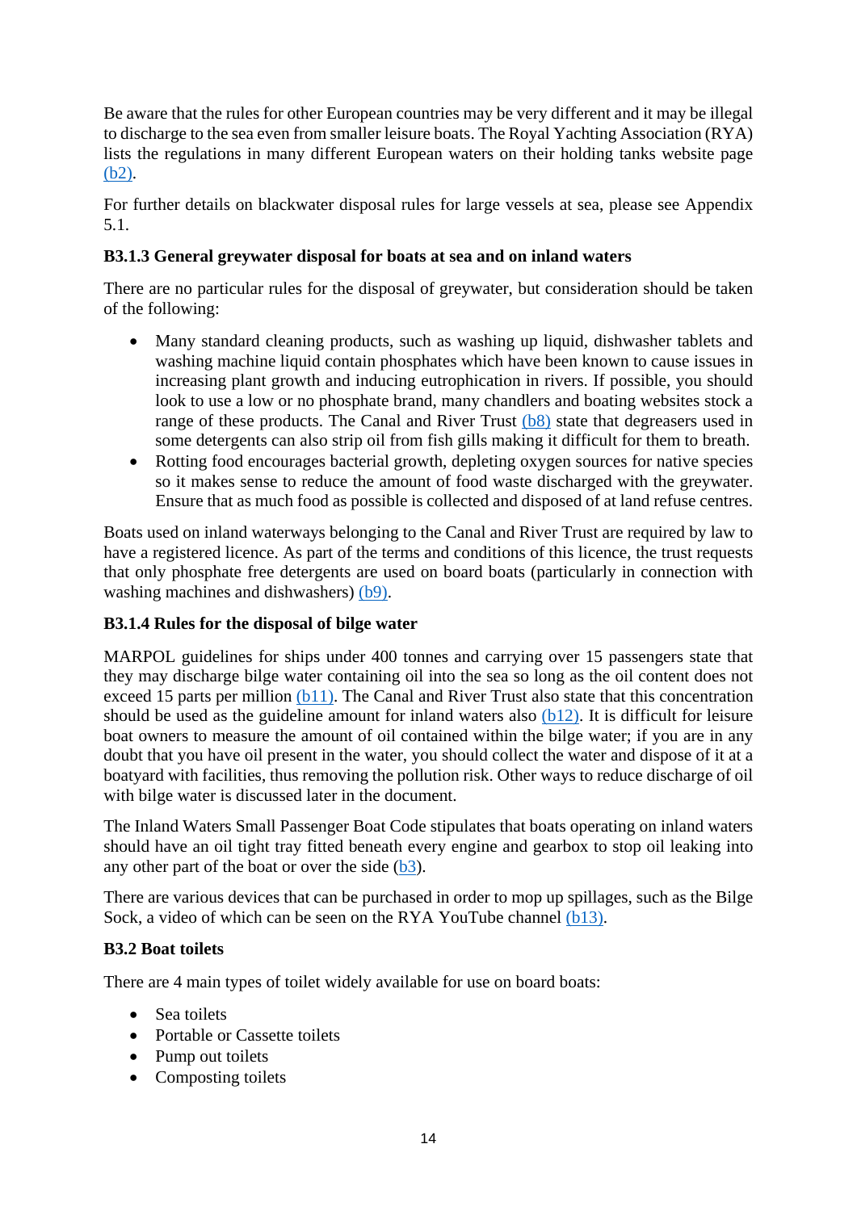Be aware that the rules for other European countries may be very different and it may be illegal to discharge to the sea even from smaller leisure boats. The Royal Yachting Association (RYA) lists the regulations in many different European waters on their holding tanks website page (b2).

For further details on blackwater disposal rules for large vessels at sea, please see Appendix 5.1.

### B3.1.3 General greywater disposal for boats at sea and on inland waters

There are no particular rules for the disposal of greywater, but consideration should be taken of the following:

- Many standard cleaning products, such as washing up liquid, dishwasher tablets and washing machine liquid contain phosphates which have been known to cause issues in increasing plant growth and inducing eutrophication in rivers. If possible, you should look to use a low or no phosphate brand, many chandlers and boating websites stock a range of these products. The Canal and River Trust (b8) state that degreasers used in some detergents can also strip oil from fish gills making it difficult for them to breath.
- Rotting food encourages bacterial growth, depleting oxygen sources for native species so it makes sense to reduce the amount of food waste discharged with the greywater. Ensure that as much food as possible is collected and disposed of at land refuse centres.

Boats used on inland waterways belonging to the Canal and River Trust are required by law to have a registered licence. As part of the terms and conditions of this licence, the trust requests that only phosphate free detergents are used on board boats (particularly in connection with washing machines and dishwashers) (b9).

### B3.1.4 Rules for the disposal of bilge water

MARPOL guidelines for ships under 400 tonnes and carrying over 15 passengers state that they may discharge bilge water containing oil into the sea so long as the oil content does not exceed 15 parts per million (b11). The Canal and River Trust also state that this concentration should be used as the guideline amount for inland waters also (b12). It is difficult for leisure boat owners to measure the amount of oil contained within the bilge water; if you are in any doubt that you have oil present in the water, you should collect the water and dispose of it at a boatyard with facilities, thus removing the pollution risk. Other ways to reduce discharge of oil with bilge water is discussed later in the document.

The Inland Waters Small Passenger Boat Code stipulates that boats operating on inland waters should have an oil tight tray fitted beneath every engine and gearbox to stop oil leaking into any other part of the boat or over the side (b3).

There are various devices that can be purchased in order to mop up spillages, such as the Bilge Sock, a video of which can be seen on the RYA YouTube channel (b13).

## B3.2 Boat toilets

There are 4 main types of toilet widely available for use on board boats:

- Sea toilets
- Portable or Cassette toilets
- Pump out toilets
- Composting toilets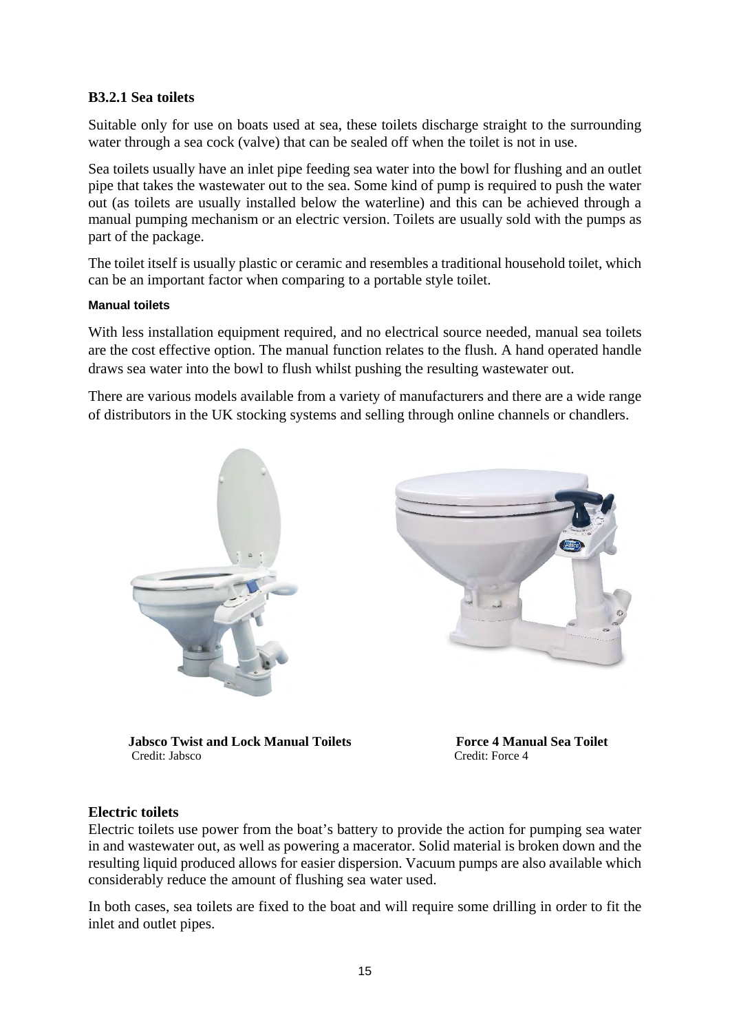### B3.2.1 Sea toilets

Suitable only for use on boats used at sea, these toilets discharge straight to the surrounding water through a sea cock (valve) that can be sealed off when the toilet is not in use.

Sea toilets usually have an inlet pipe feeding sea water into the bowl for flushing and an outlet pipe that takes the wastewater out to the sea. Some kind of pump is required to push the water out (as toilets are usually installed below the waterline) and this can be achieved through a manual pumping mechanism or an electric version. Toilets are usually sold with the pumps as part of the package.

The toilet itself is usually plastic or ceramic and resembles a traditional household toilet, which can be an important factor when comparing to a portable style toilet.

#### Manual toilets

With less installation equipment required, and no electrical source needed, manual sea toilets are the cost effective option. The manual function relates to the flush. A hand operated handle draws sea water into the bowl to flush whilst pushing the resulting wastewater out.

There are various models available from a variety of manufacturers and there are a wide range of distributors in the UK stocking systems and selling through online channels or chandlers.

**Jabsco Twist and Lock Manual Toilets**
Credit: Jabsco

**Force 4 Manual Sea Toilet**
Credit: Force 4

#### Electric toilets

Electric toilets use power from the boat's battery to provide the action for pumping sea water in and wastewater out, as well as powering a macerator. Solid material is broken down and the resulting liquid produced allows for easier dispersion. Vacuum pumps are also available which considerably reduce the amount of flushing sea water used.

In both cases, sea toilets are fixed to the boat and will require some drilling in order to fit the inlet and outlet pipes.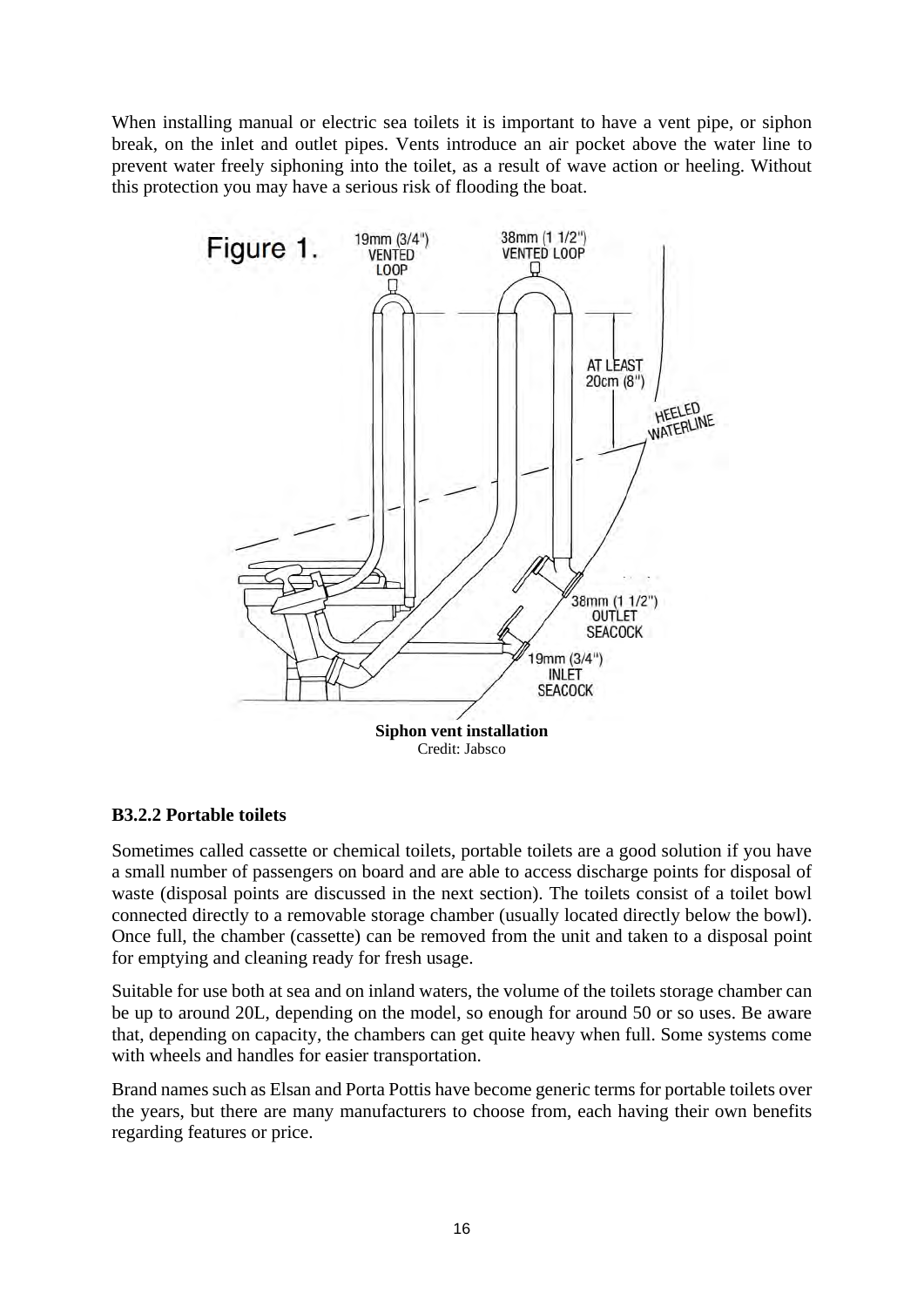When installing manual or electric sea toilets it is important to have a vent pipe, or siphon break, on the inlet and outlet pipes. Vents introduce an air pocket above the water line to prevent water freely siphoning into the toilet, as a result of wave action or heeling. Without this protection you may have a serious risk of flooding the boat.

Figure 1.

19mm (3/4") VENTED LOOP

38mm (1 1/2") VENTED LOOP

AT LEAST 20cm (8")

HEELED WATERLINE

38mm (1 1/2") OUTLET SEACOCK

19mm (3/4") INLET SEACOCK

**Siphon vent installation**
Credit: Jabsco

### B3.2.2 Portable toilets

Sometimes called cassette or chemical toilets, portable toilets are a good solution if you have a small number of passengers on board and are able to access discharge points for disposal of waste (disposal points are discussed in the next section). The toilets consist of a toilet bowl connected directly to a removable storage chamber (usually located directly below the bowl). Once full, the chamber (cassette) can be removed from the unit and taken to a disposal point for emptying and cleaning ready for fresh usage.

Suitable for use both at sea and on inland waters, the volume of the toilets storage chamber can be up to around 20L, depending on the model, so enough for around 50 or so uses. Be aware that, depending on capacity, the chambers can get quite heavy when full. Some systems come with wheels and handles for easier transportation.

Brand names such as Elsan and Porta Pottis have become generic terms for portable toilets over the years, but there are many manufacturers to choose from, each having their own benefits regarding features or price.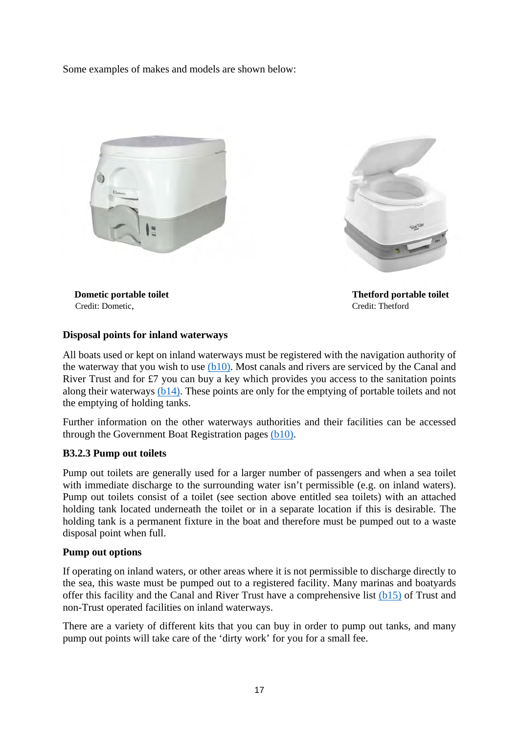Some examples of makes and models are shown below:

**Dometic portable toilet**
Credit: Dometic,

**Thetford portable toilet**
Credit: Thetford

**Disposal points for inland waterways**

All boats used or kept on inland waterways must be registered with the navigation authority of the waterway that you wish to use (b10). Most canals and rivers are serviced by the Canal and River Trust and for £7 you can buy a key which provides you access to the sanitation points along their waterways (b14). These points are only for the emptying of portable toilets and not the emptying of holding tanks.

Further information on the other waterways authorities and their facilities can be accessed through the Government Boat Registration pages (b10).

### B3.2.3 Pump out toilets

Pump out toilets are generally used for a larger number of passengers and when a sea toilet with immediate discharge to the surrounding water isn't permissible (e.g. on inland waters). Pump out toilets consist of a toilet (see section above entitled sea toilets) with an attached holding tank located underneath the toilet or in a separate location if this is desirable. The holding tank is a permanent fixture in the boat and therefore must be pumped out to a waste disposal point when full.

**Pump out options**

If operating on inland waters, or other areas where it is not permissible to discharge directly to the sea, this waste must be pumped out to a registered facility. Many marinas and boatyards offer this facility and the Canal and River Trust have a comprehensive list (b15) of Trust and non-Trust operated facilities on inland waterways.

There are a variety of different kits that you can buy in order to pump out tanks, and many pump out points will take care of the 'dirty work' for you for a small fee.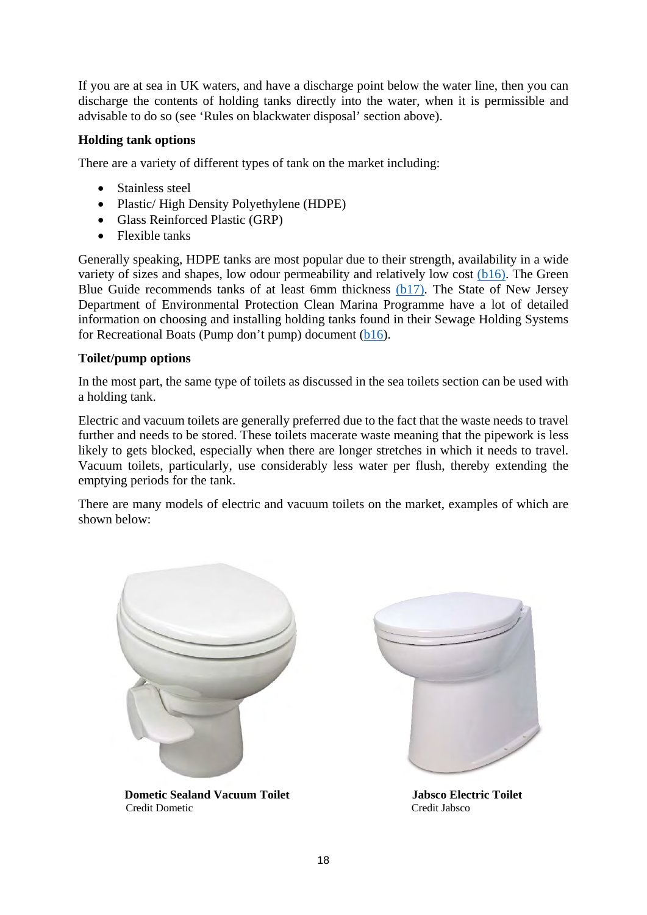If you are at sea in UK waters, and have a discharge point below the water line, then you can discharge the contents of holding tanks directly into the water, when it is permissible and advisable to do so (see 'Rules on blackwater disposal' section above).

**Holding tank options**

There are a variety of different types of tank on the market including:

- Stainless steel
- Plastic/ High Density Polyethylene (HDPE)
- Glass Reinforced Plastic (GRP)
- Flexible tanks

Generally speaking, HDPE tanks are most popular due to their strength, availability in a wide variety of sizes and shapes, low odour permeability and relatively low cost (b16). The Green Blue Guide recommends tanks of at least 6mm thickness (b17). The State of New Jersey Department of Environmental Protection Clean Marina Programme have a lot of detailed information on choosing and installing holding tanks found in their Sewage Holding Systems for Recreational Boats (Pump don't pump) document (b16).

**Toilet/pump options**

In the most part, the same type of toilets as discussed in the sea toilets section can be used with a holding tank.

Electric and vacuum toilets are generally preferred due to the fact that the waste needs to travel further and needs to be stored. These toilets macerate waste meaning that the pipework is less likely to gets blocked, especially when there are longer stretches in which it needs to travel. Vacuum toilets, particularly, use considerably less water per flush, thereby extending the emptying periods for the tank.

There are many models of electric and vacuum toilets on the market, examples of which are shown below:

**Dometic Sealand Vacuum Toilet**
Credit Dometic

**Jabsco Electric Toilet**
Credit Jabsco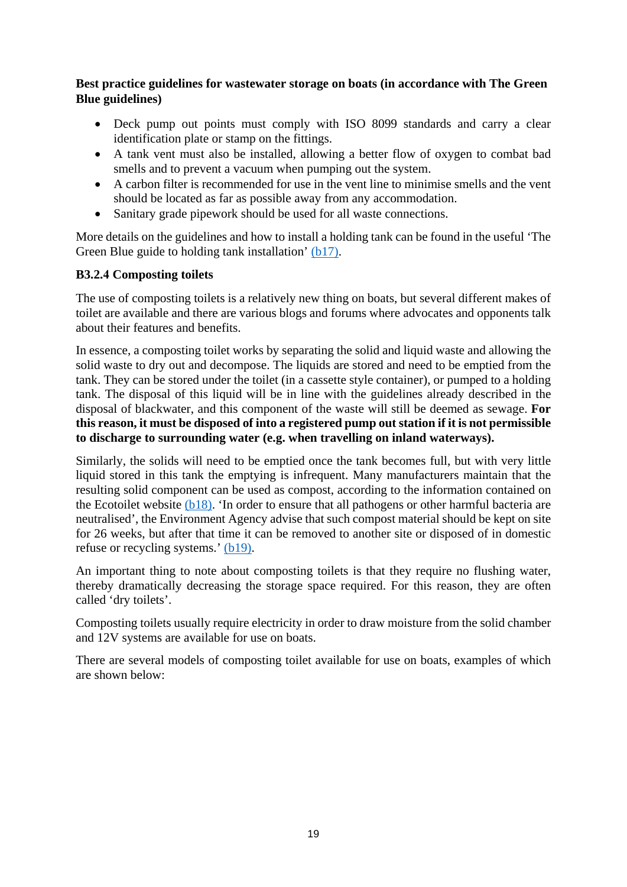**Best practice guidelines for wastewater storage on boats (in accordance with The Green Blue guidelines)**

- Deck pump out points must comply with ISO 8099 standards and carry a clear identification plate or stamp on the fittings.
- A tank vent must also be installed, allowing a better flow of oxygen to combat bad smells and to prevent a vacuum when pumping out the system.
- A carbon filter is recommended for use in the vent line to minimise smells and the vent should be located as far as possible away from any accommodation.
- Sanitary grade pipework should be used for all waste connections.

More details on the guidelines and how to install a holding tank can be found in the useful ‘The Green Blue guide to holding tank installation’ (b17).

### B3.2.4 Composting toilets

The use of composting toilets is a relatively new thing on boats, but several different makes of toilet are available and there are various blogs and forums where advocates and opponents talk about their features and benefits.

In essence, a composting toilet works by separating the solid and liquid waste and allowing the solid waste to dry out and decompose. The liquids are stored and need to be emptied from the tank. They can be stored under the toilet (in a cassette style container), or pumped to a holding tank. The disposal of this liquid will be in line with the guidelines already described in the disposal of blackwater, and this component of the waste will still be deemed as sewage. **For this reason, it must be disposed of into a registered pump out station if it is not permissible to discharge to surrounding water (e.g. when travelling on inland waterways).**

Similarly, the solids will need to be emptied once the tank becomes full, but with very little liquid stored in this tank the emptying is infrequent. Many manufacturers maintain that the resulting solid component can be used as compost, according to the information contained on the Ecotoilet website (b18). ‘In order to ensure that all pathogens or other harmful bacteria are neutralised’, the Environment Agency advise that such compost material should be kept on site for 26 weeks, but after that time it can be removed to another site or disposed of in domestic refuse or recycling systems.’ (b19).

An important thing to note about composting toilets is that they require no flushing water, thereby dramatically decreasing the storage space required. For this reason, they are often called ‘dry toilets’.

Composting toilets usually require electricity in order to draw moisture from the solid chamber and 12V systems are available for use on boats.

There are several models of composting toilet available for use on boats, examples of which are shown below: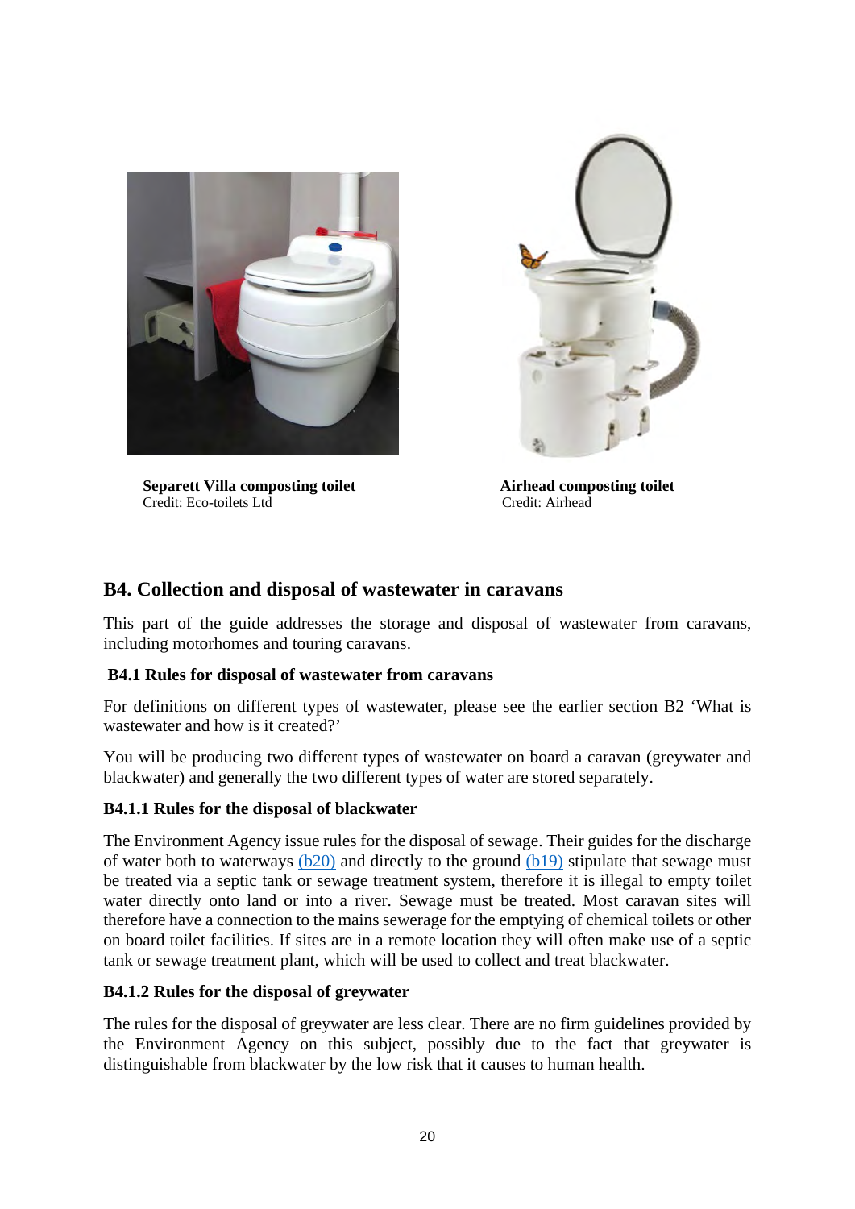**Separett Villa composting toilet**
Credit: Eco-toilets Ltd

**Airhead composting toilet**
Credit: Airhead

## B4. Collection and disposal of wastewater in caravans

This part of the guide addresses the storage and disposal of wastewater from caravans, including motorhomes and touring caravans.

### B4.1 Rules for disposal of wastewater from caravans

For definitions on different types of wastewater, please see the earlier section B2 'What is wastewater and how is it created?'

You will be producing two different types of wastewater on board a caravan (greywater and blackwater) and generally the two different types of water are stored separately.

#### B4.1.1 Rules for the disposal of blackwater

The Environment Agency issue rules for the disposal of sewage. Their guides for the discharge of water both to waterways (b20) and directly to the ground (b19) stipulate that sewage must be treated via a septic tank or sewage treatment system, therefore it is illegal to empty toilet water directly onto land or into a river. Sewage must be treated. Most caravan sites will therefore have a connection to the mains sewerage for the emptying of chemical toilets or other on board toilet facilities. If sites are in a remote location they will often make use of a septic tank or sewage treatment plant, which will be used to collect and treat blackwater.

#### B4.1.2 Rules for the disposal of greywater

The rules for the disposal of greywater are less clear. There are no firm guidelines provided by the Environment Agency on this subject, possibly due to the fact that greywater is distinguishable from blackwater by the low risk that it causes to human health.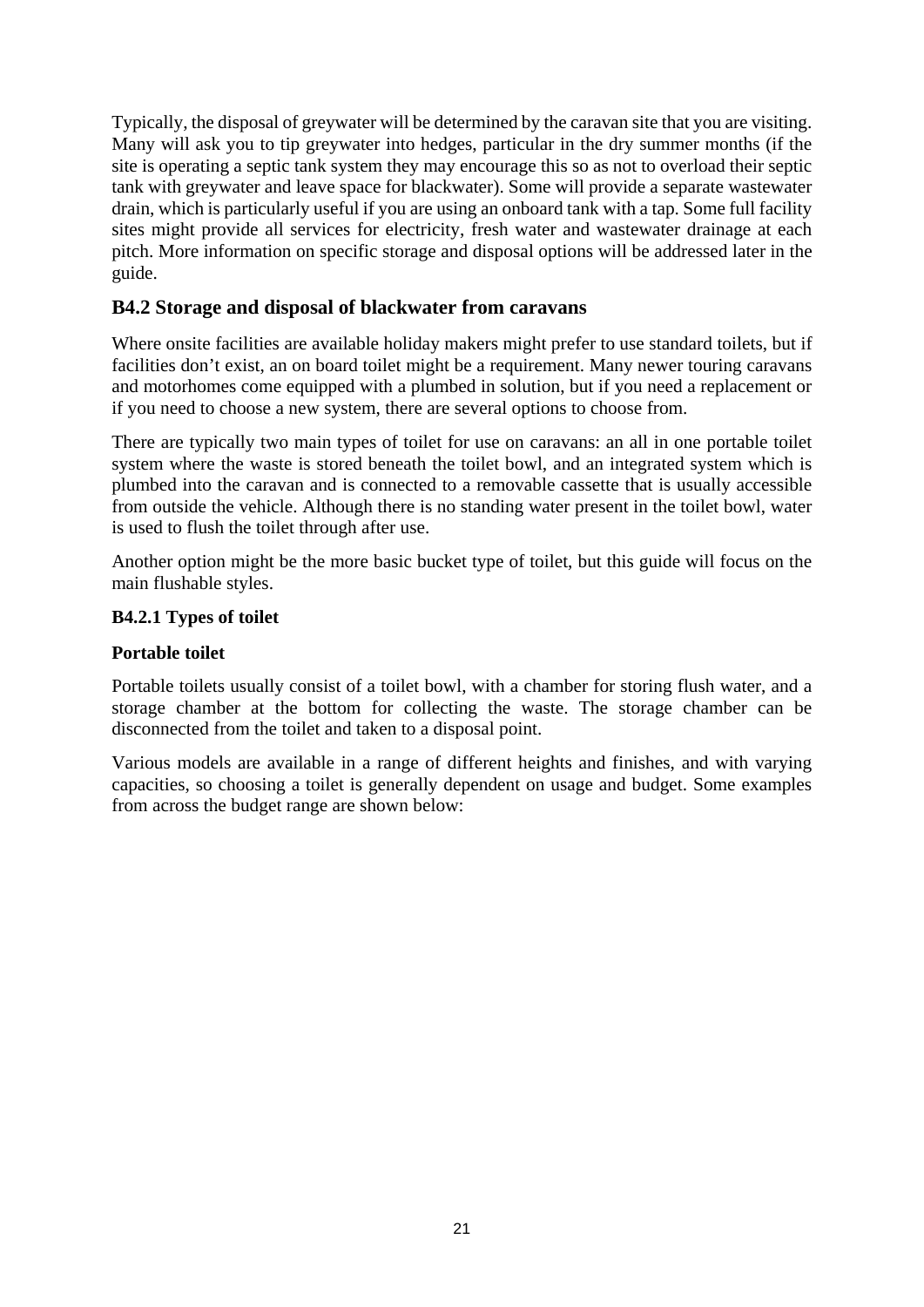Typically, the disposal of greywater will be determined by the caravan site that you are visiting. Many will ask you to tip greywater into hedges, particular in the dry summer months (if the site is operating a septic tank system they may encourage this so as not to overload their septic tank with greywater and leave space for blackwater). Some will provide a separate wastewater drain, which is particularly useful if you are using an onboard tank with a tap. Some full facility sites might provide all services for electricity, fresh water and wastewater drainage at each pitch. More information on specific storage and disposal options will be addressed later in the guide.

## B4.2 Storage and disposal of blackwater from caravans

Where onsite facilities are available holiday makers might prefer to use standard toilets, but if facilities don't exist, an on board toilet might be a requirement. Many newer touring caravans and motorhomes come equipped with a plumbed in solution, but if you need a replacement or if you need to choose a new system, there are several options to choose from.

There are typically two main types of toilet for use on caravans: an all in one portable toilet system where the waste is stored beneath the toilet bowl, and an integrated system which is plumbed into the caravan and is connected to a removable cassette that is usually accessible from outside the vehicle. Although there is no standing water present in the toilet bowl, water is used to flush the toilet through after use.

Another option might be the more basic bucket type of toilet, but this guide will focus on the main flushable styles.

### B4.2.1 Types of toilet

**Portable toilet**

Portable toilets usually consist of a toilet bowl, with a chamber for storing flush water, and a storage chamber at the bottom for collecting the waste. The storage chamber can be disconnected from the toilet and taken to a disposal point.

Various models are available in a range of different heights and finishes, and with varying capacities, so choosing a toilet is generally dependent on usage and budget. Some examples from across the budget range are shown below: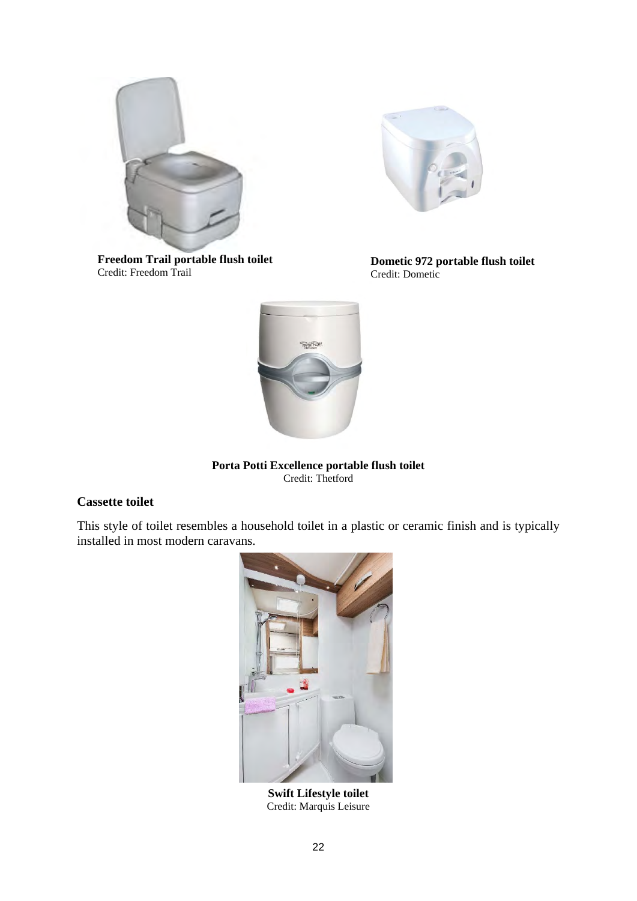**Freedom Trail portable flush toilet**
Credit: Freedom Trail

**Dometic 972 portable flush toilet**
Credit: Dometic

**Porta Potti Excellence portable flush toilet**
Credit: Thetford

### Cassette toilet

This style of toilet resembles a household toilet in a plastic or ceramic finish and is typically installed in most modern caravans.

**Swift Lifestyle toilet**
Credit: Marquis Leisure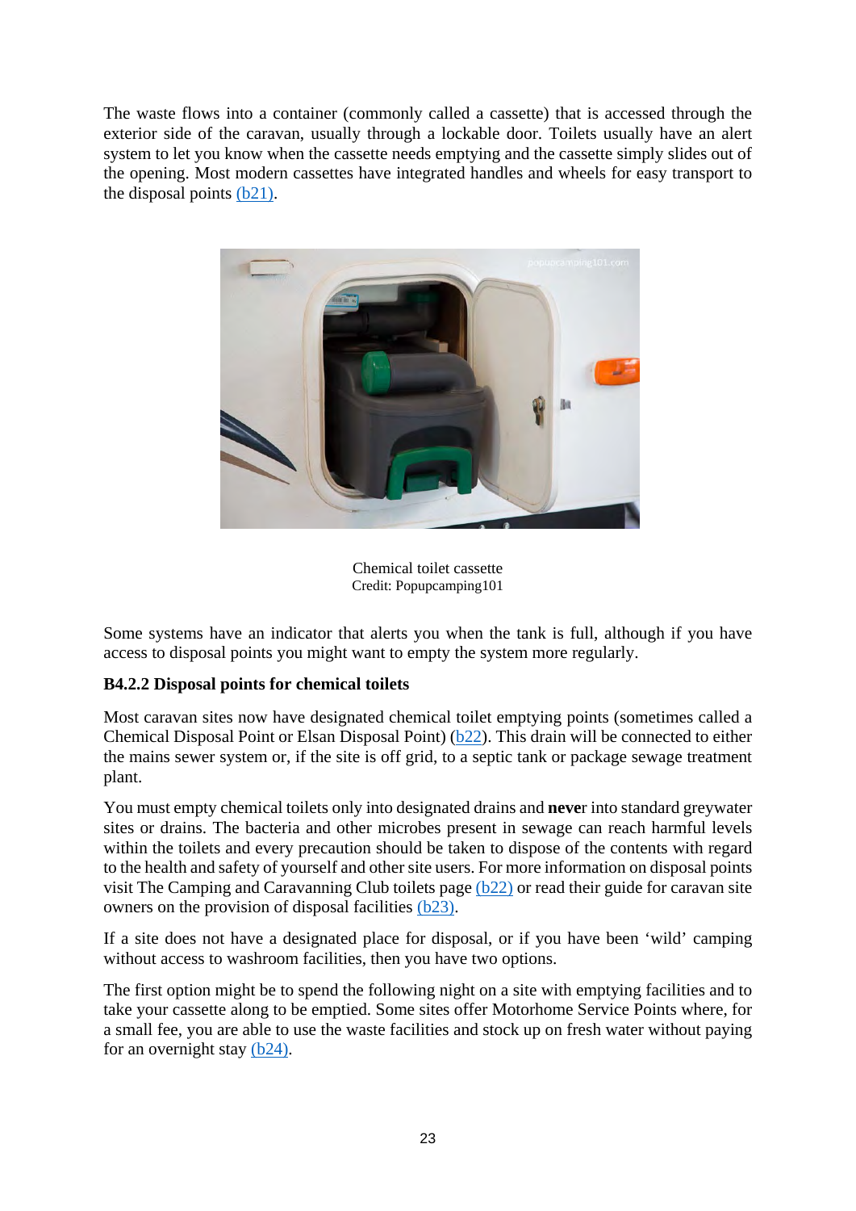The waste flows into a container (commonly called a cassette) that is accessed through the exterior side of the caravan, usually through a lockable door. Toilets usually have an alert system to let you know when the cassette needs emptying and the cassette simply slides out of the opening. Most modern cassettes have integrated handles and wheels for easy transport to the disposal points (b21).

Chemical toilet cassette
Credit: Popupcamping101

Some systems have an indicator that alerts you when the tank is full, although if you have access to disposal points you might want to empty the system more regularly.

**B4.2.2 Disposal points for chemical toilets**

Most caravan sites now have designated chemical toilet emptying points (sometimes called a Chemical Disposal Point or Elsan Disposal Point) (b22). This drain will be connected to either the mains sewer system or, if the site is off grid, to a septic tank or package sewage treatment plant.

You must empty chemical toilets only into designated drains and **neve**r into standard greywater sites or drains. The bacteria and other microbes present in sewage can reach harmful levels within the toilets and every precaution should be taken to dispose of the contents with regard to the health and safety of yourself and other site users. For more information on disposal points visit The Camping and Caravanning Club toilets page (b22) or read their guide for caravan site owners on the provision of disposal facilities (b23).

If a site does not have a designated place for disposal, or if you have been 'wild' camping without access to washroom facilities, then you have two options.

The first option might be to spend the following night on a site with emptying facilities and to take your cassette along to be emptied. Some sites offer Motorhome Service Points where, for a small fee, you are able to use the waste facilities and stock up on fresh water without paying for an overnight stay (b24).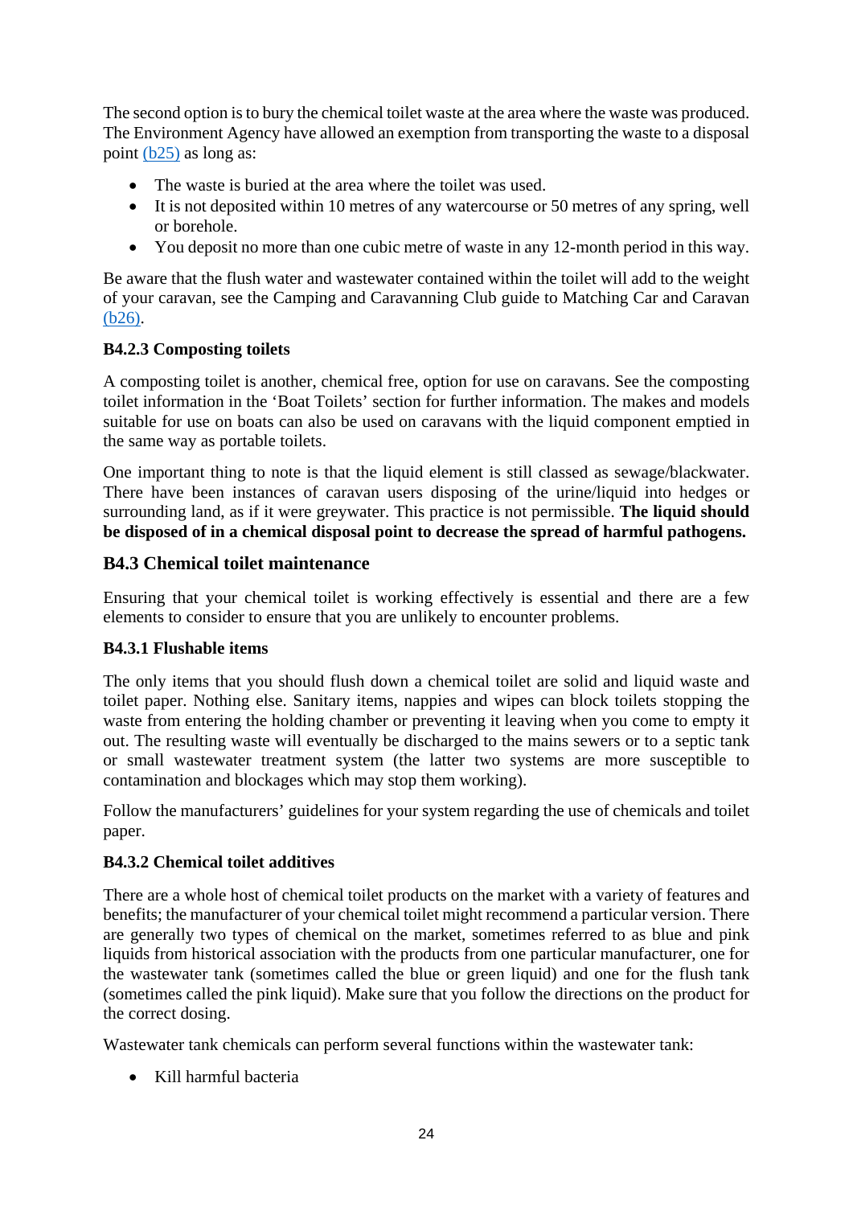The second option is to bury the chemical toilet waste at the area where the waste was produced. The Environment Agency have allowed an exemption from transporting the waste to a disposal point (b25) as long as:

- The waste is buried at the area where the toilet was used.
- It is not deposited within 10 metres of any watercourse or 50 metres of any spring, well or borehole.
- You deposit no more than one cubic metre of waste in any 12-month period in this way.

Be aware that the flush water and wastewater contained within the toilet will add to the weight of your caravan, see the Camping and Caravanning Club guide to Matching Car and Caravan (b26).

#### B4.2.3 Composting toilets

A composting toilet is another, chemical free, option for use on caravans. See the composting toilet information in the 'Boat Toilets' section for further information. The makes and models suitable for use on boats can also be used on caravans with the liquid component emptied in the same way as portable toilets.

One important thing to note is that the liquid element is still classed as sewage/blackwater. There have been instances of caravan users disposing of the urine/liquid into hedges or surrounding land, as if it were greywater. This practice is not permissible. **The liquid should be disposed of in a chemical disposal point to decrease the spread of harmful pathogens.**

### B4.3 Chemical toilet maintenance

Ensuring that your chemical toilet is working effectively is essential and there are a few elements to consider to ensure that you are unlikely to encounter problems.

#### B4.3.1 Flushable items

The only items that you should flush down a chemical toilet are solid and liquid waste and toilet paper. Nothing else. Sanitary items, nappies and wipes can block toilets stopping the waste from entering the holding chamber or preventing it leaving when you come to empty it out. The resulting waste will eventually be discharged to the mains sewers or to a septic tank or small wastewater treatment system (the latter two systems are more susceptible to contamination and blockages which may stop them working).

Follow the manufacturers' guidelines for your system regarding the use of chemicals and toilet paper.

#### B4.3.2 Chemical toilet additives

There are a whole host of chemical toilet products on the market with a variety of features and benefits; the manufacturer of your chemical toilet might recommend a particular version. There are generally two types of chemical on the market, sometimes referred to as blue and pink liquids from historical association with the products from one particular manufacturer, one for the wastewater tank (sometimes called the blue or green liquid) and one for the flush tank (sometimes called the pink liquid). Make sure that you follow the directions on the product for the correct dosing.

Wastewater tank chemicals can perform several functions within the wastewater tank:

- Kill harmful bacteria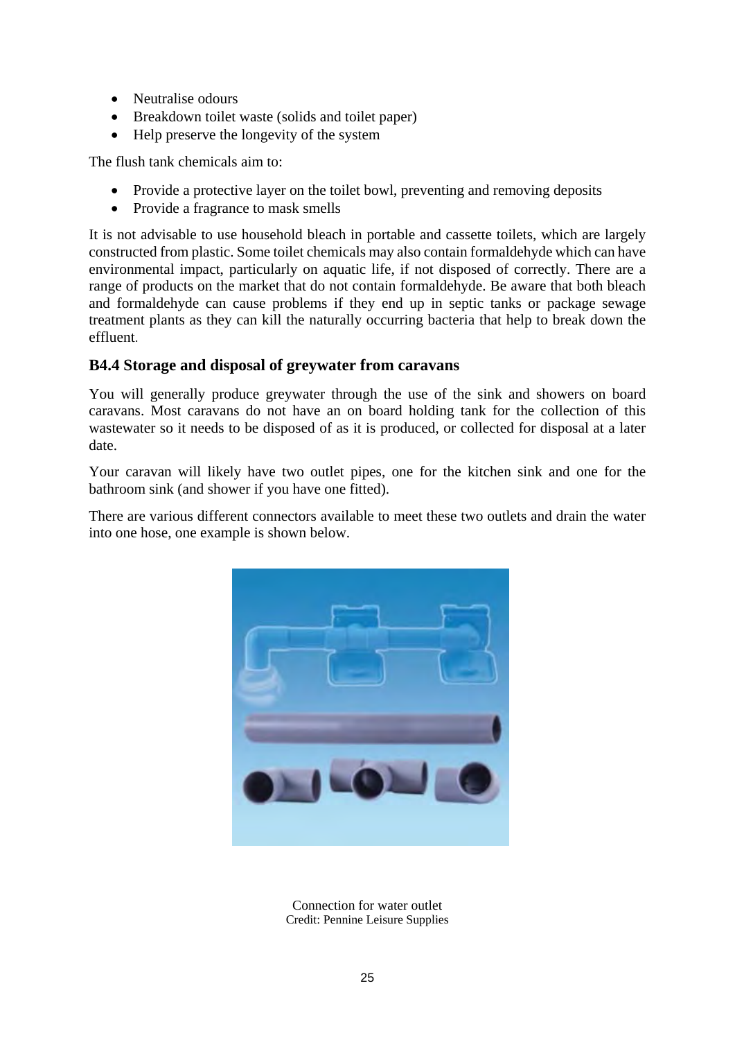- Neutralise odours
- Breakdown toilet waste (solids and toilet paper)
- Help preserve the longevity of the system

The flush tank chemicals aim to:

- Provide a protective layer on the toilet bowl, preventing and removing deposits
- Provide a fragrance to mask smells

It is not advisable to use household bleach in portable and cassette toilets, which are largely constructed from plastic. Some toilet chemicals may also contain formaldehyde which can have environmental impact, particularly on aquatic life, if not disposed of correctly. There are a range of products on the market that do not contain formaldehyde. Be aware that both bleach and formaldehyde can cause problems if they end up in septic tanks or package sewage treatment plants as they can kill the naturally occurring bacteria that help to break down the effluent.

### B4.4 Storage and disposal of greywater from caravans

You will generally produce greywater through the use of the sink and showers on board caravans. Most caravans do not have an on board holding tank for the collection of this wastewater so it needs to be disposed of as it is produced, or collected for disposal at a later date.

Your caravan will likely have two outlet pipes, one for the kitchen sink and one for the bathroom sink (and shower if you have one fitted).

There are various different connectors available to meet these two outlets and drain the water into one hose, one example is shown below.

Connection for water outlet
Credit: Pennine Leisure Supplies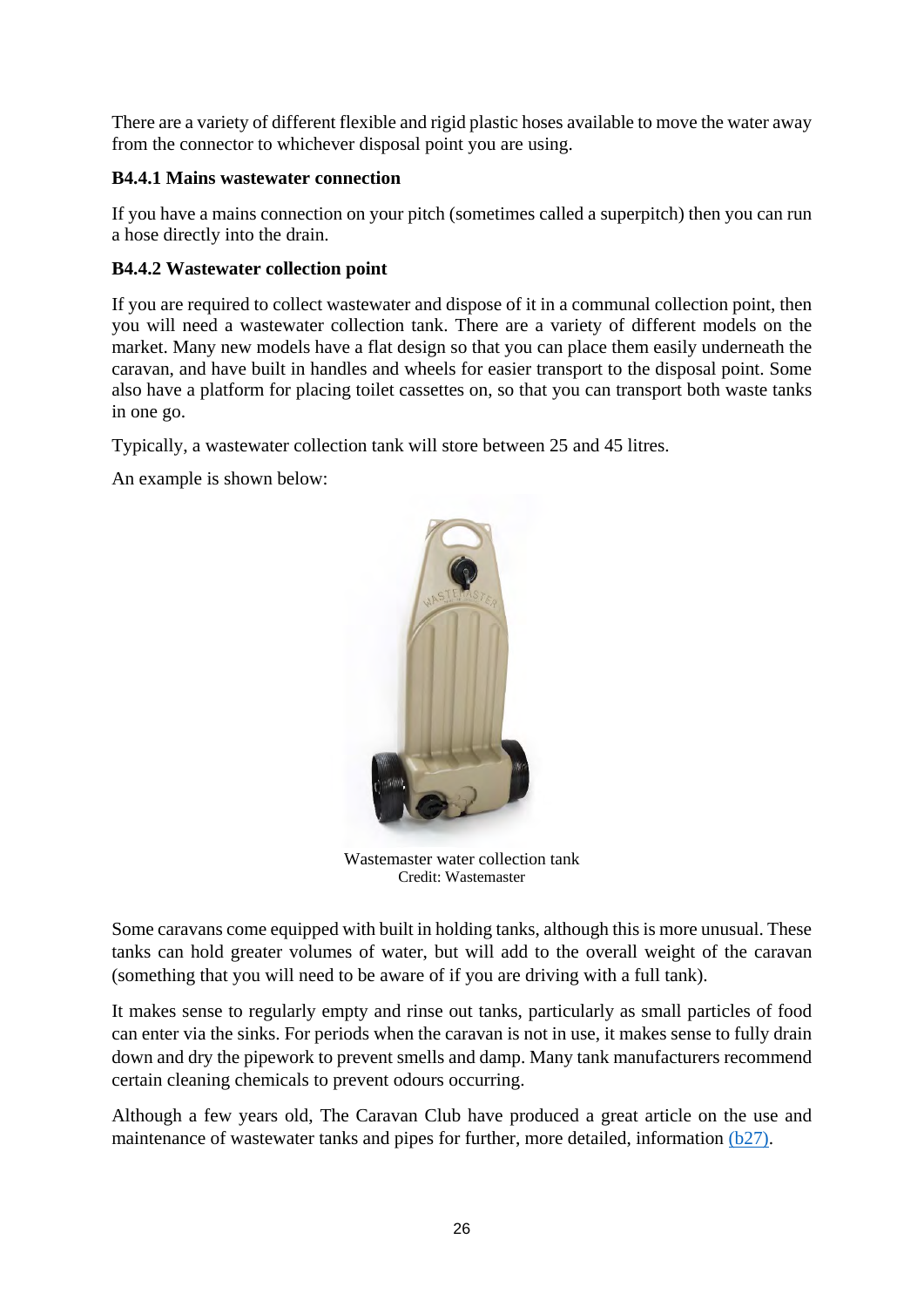There are a variety of different flexible and rigid plastic hoses available to move the water away from the connector to whichever disposal point you are using.

**B4.4.1 Mains wastewater connection**

If you have a mains connection on your pitch (sometimes called a superpitch) then you can run a hose directly into the drain.

**B4.4.2 Wastewater collection point**

If you are required to collect wastewater and dispose of it in a communal collection point, then you will need a wastewater collection tank. There are a variety of different models on the market. Many new models have a flat design so that you can place them easily underneath the caravan, and have built in handles and wheels for easier transport to the disposal point. Some also have a platform for placing toilet cassettes on, so that you can transport both waste tanks in one go.

Typically, a wastewater collection tank will store between 25 and 45 litres.

An example is shown below:

Wastemaster water collection tank
Credit: Wastemaster

Some caravans come equipped with built in holding tanks, although this is more unusual. These tanks can hold greater volumes of water, but will add to the overall weight of the caravan (something that you will need to be aware of if you are driving with a full tank).

It makes sense to regularly empty and rinse out tanks, particularly as small particles of food can enter via the sinks. For periods when the caravan is not in use, it makes sense to fully drain down and dry the pipework to prevent smells and damp. Many tank manufacturers recommend certain cleaning chemicals to prevent odours occurring.

Although a few years old, The Caravan Club have produced a great article on the use and maintenance of wastewater tanks and pipes for further, more detailed, information (b27).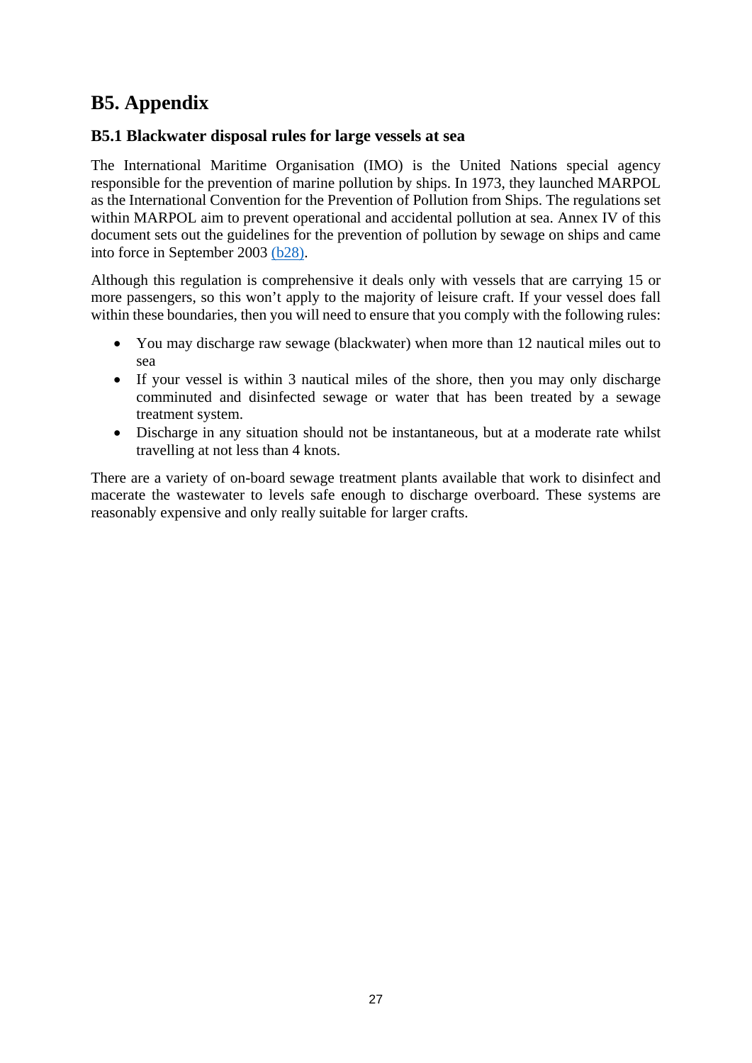# B5. Appendix

## B5.1 Blackwater disposal rules for large vessels at sea

The International Maritime Organisation (IMO) is the United Nations special agency responsible for the prevention of marine pollution by ships. In 1973, they launched MARPOL as the International Convention for the Prevention of Pollution from Ships. The regulations set within MARPOL aim to prevent operational and accidental pollution at sea. Annex IV of this document sets out the guidelines for the prevention of pollution by sewage on ships and came into force in September 2003 (b28).

Although this regulation is comprehensive it deals only with vessels that are carrying 15 or more passengers, so this won't apply to the majority of leisure craft. If your vessel does fall within these boundaries, then you will need to ensure that you comply with the following rules:

- You may discharge raw sewage (blackwater) when more than 12 nautical miles out to sea
- If your vessel is within 3 nautical miles of the shore, then you may only discharge comminuted and disinfected sewage or water that has been treated by a sewage treatment system.
- Discharge in any situation should not be instantaneous, but at a moderate rate whilst travelling at not less than 4 knots.

There are a variety of on-board sewage treatment plants available that work to disinfect and macerate the wastewater to levels safe enough to discharge overboard. These systems are reasonably expensive and only really suitable for larger crafts.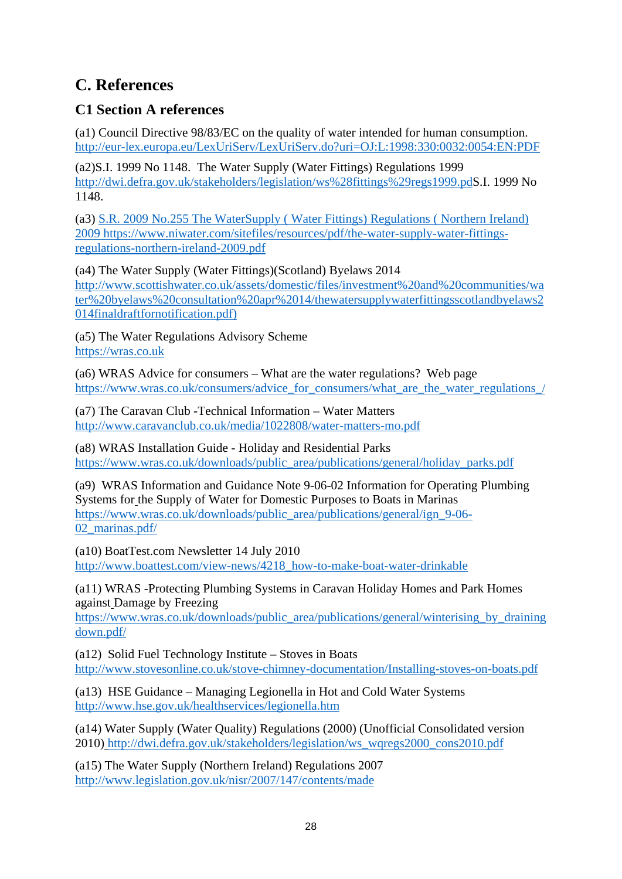# C. References

## C1 Section A references

(a1) Council Directive 98/83/EC on the quality of water intended for human consumption. http://eur-lex.europa.eu/LexUriServ/LexUriServ.do?uri=OJ:L:1998:330:0032:0054:EN:PDF

(a2)S.I. 1999 No 1148. The Water Supply (Water Fittings) Regulations 1999 http://dwi.defra.gov.uk/stakeholders/legislation/ws%28fittings%29regs1999.pdS.I. 1999 No 1148.

(a3) S.R. 2009 No.255 The WaterSupply ( Water Fittings) Regulations ( Northern Ireland) 2009 https://www.niwater.com/sitefiles/resources/pdf/the-water-supply-water-fittings-regulations-northern-ireland-2009.pdf

(a4) The Water Supply (Water Fittings)(Scotland) Byelaws 2014 http://www.scottishwater.co.uk/assets/domestic/files/investment%20and%20communities/water%20byelaws%20consultation%20apr%2014/thewatersupplywaterfittingsscotlandbyelaws2014finaldraftfornotification.pdf)

(a5) The Water Regulations Advisory Scheme https://wras.co.uk

(a6) WRAS Advice for consumers – What are the water regulations? Web page https://www.wras.co.uk/consumers/advice_for_consumers/what_are_the_water_regulations_/

(a7) The Caravan Club -Technical Information – Water Matters http://www.caravanclub.co.uk/media/1022808/water-matters-mo.pdf

(a8) WRAS Installation Guide - Holiday and Residential Parks https://www.wras.co.uk/downloads/public_area/publications/general/holiday_parks.pdf

(a9) WRAS Information and Guidance Note 9-06-02 Information for Operating Plumbing Systems for the Supply of Water for Domestic Purposes to Boats in Marinas https://www.wras.co.uk/downloads/public_area/publications/general/ign_9-06-02_marinas.pdf/

(a10) BoatTest.com Newsletter 14 July 2010 http://www.boattest.com/view-news/4218_how-to-make-boat-water-drinkable

(a11) WRAS -Protecting Plumbing Systems in Caravan Holiday Homes and Park Homes against Damage by Freezing https://www.wras.co.uk/downloads/public_area/publications/general/winterising_by_draining down.pdf/

(a12) Solid Fuel Technology Institute – Stoves in Boats http://www.stovesonline.co.uk/stove-chimney-documentation/Installing-stoves-on-boats.pdf

(a13) HSE Guidance – Managing Legionella in Hot and Cold Water Systems http://www.hse.gov.uk/healthservices/legionella.htm

(a14) Water Supply (Water Quality) Regulations (2000) (Unofficial Consolidated version 2010) http://dwi.defra.gov.uk/stakeholders/legislation/ws_wqregs2000_cons2010.pdf

(a15) The Water Supply (Northern Ireland) Regulations 2007 http://www.legislation.gov.uk/nisr/2007/147/contents/made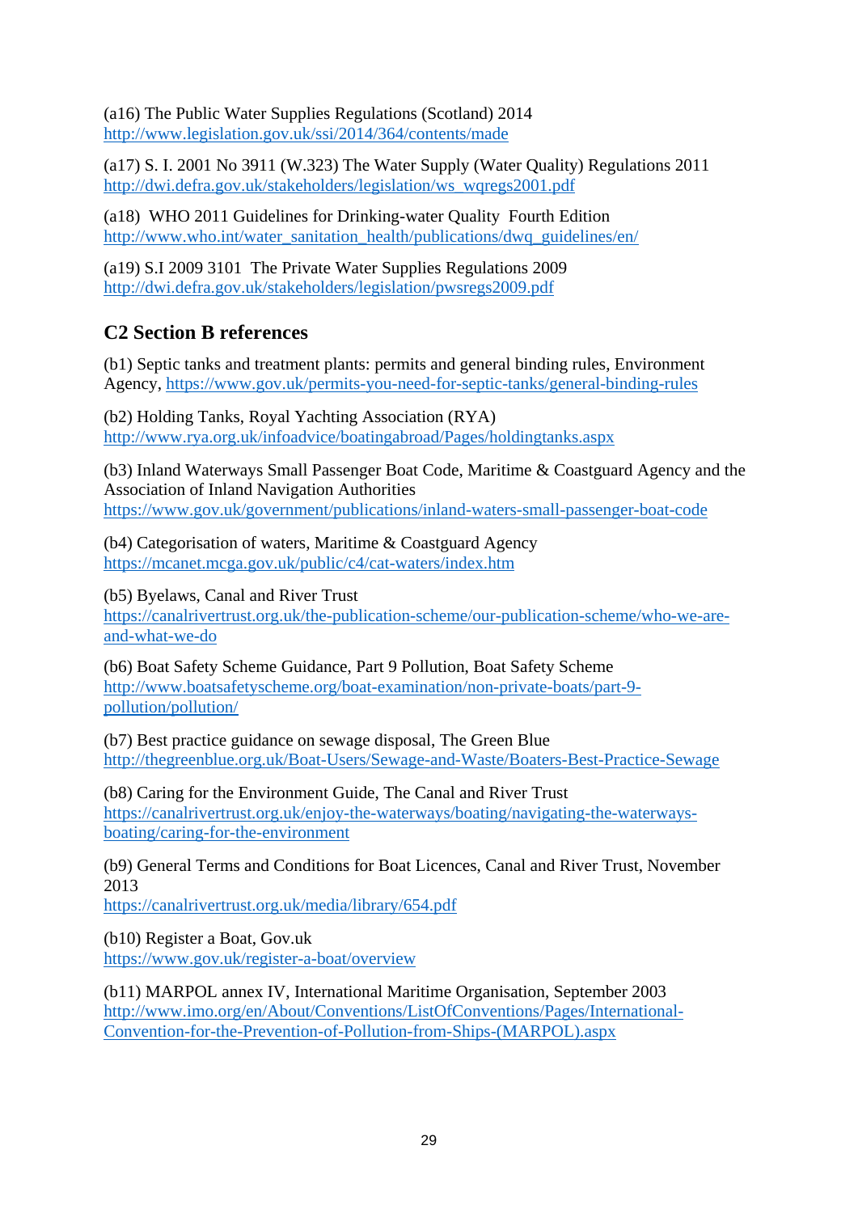(a16) The Public Water Supplies Regulations (Scotland) 2014
http://www.legislation.gov.uk/ssi/2014/364/contents/made

(a17) S. I. 2001 No 3911 (W.323) The Water Supply (Water Quality) Regulations 2011
http://dwi.defra.gov.uk/stakeholders/legislation/ws_wqregs2001.pdf

(a18) WHO 2011 Guidelines for Drinking-water Quality Fourth Edition
http://www.who.int/water_sanitation_health/publications/dwq_guidelines/en/

(a19) S.I 2009 3101 The Private Water Supplies Regulations 2009
http://dwi.defra.gov.uk/stakeholders/legislation/pwsregs2009.pdf

## C2 Section B references

(b1) Septic tanks and treatment plants: permits and general binding rules, Environment Agency, https://www.gov.uk/permits-you-need-for-septic-tanks/general-binding-rules

(b2) Holding Tanks, Royal Yachting Association (RYA)
http://www.rya.org.uk/infoadvice/boatingabroad/Pages/holdingtanks.aspx

(b3) Inland Waterways Small Passenger Boat Code, Maritime & Coastguard Agency and the Association of Inland Navigation Authorities
https://www.gov.uk/government/publications/inland-waters-small-passenger-boat-code

(b4) Categorisation of waters, Maritime & Coastguard Agency
https://mcanet.mcga.gov.uk/public/c4/cat-waters/index.htm

(b5) Byelaws, Canal and River Trust
https://canalrivertrust.org.uk/the-publication-scheme/our-publication-scheme/who-we-are-and-what-we-do

(b6) Boat Safety Scheme Guidance, Part 9 Pollution, Boat Safety Scheme
http://www.boatsafetyscheme.org/boat-examination/non-private-boats/part-9-pollution/pollution/

(b7) Best practice guidance on sewage disposal, The Green Blue
http://thegreenblue.org.uk/Boat-Users/Sewage-and-Waste/Boaters-Best-Practice-Sewage

(b8) Caring for the Environment Guide, The Canal and River Trust
https://canalrivertrust.org.uk/enjoy-the-waterways/boating/navigating-the-waterways-boating/caring-for-the-environment

(b9) General Terms and Conditions for Boat Licences, Canal and River Trust, November 2013
https://canalrivertrust.org.uk/media/library/654.pdf

(b10) Register a Boat, Gov.uk
https://www.gov.uk/register-a-boat/overview

(b11) MARPOL annex IV, International Maritime Organisation, September 2003
http://www.imo.org/en/About/Conventions/ListOfConventions/Pages/International-Convention-for-the-Prevention-of-Pollution-from-Ships-(MARPOL).aspx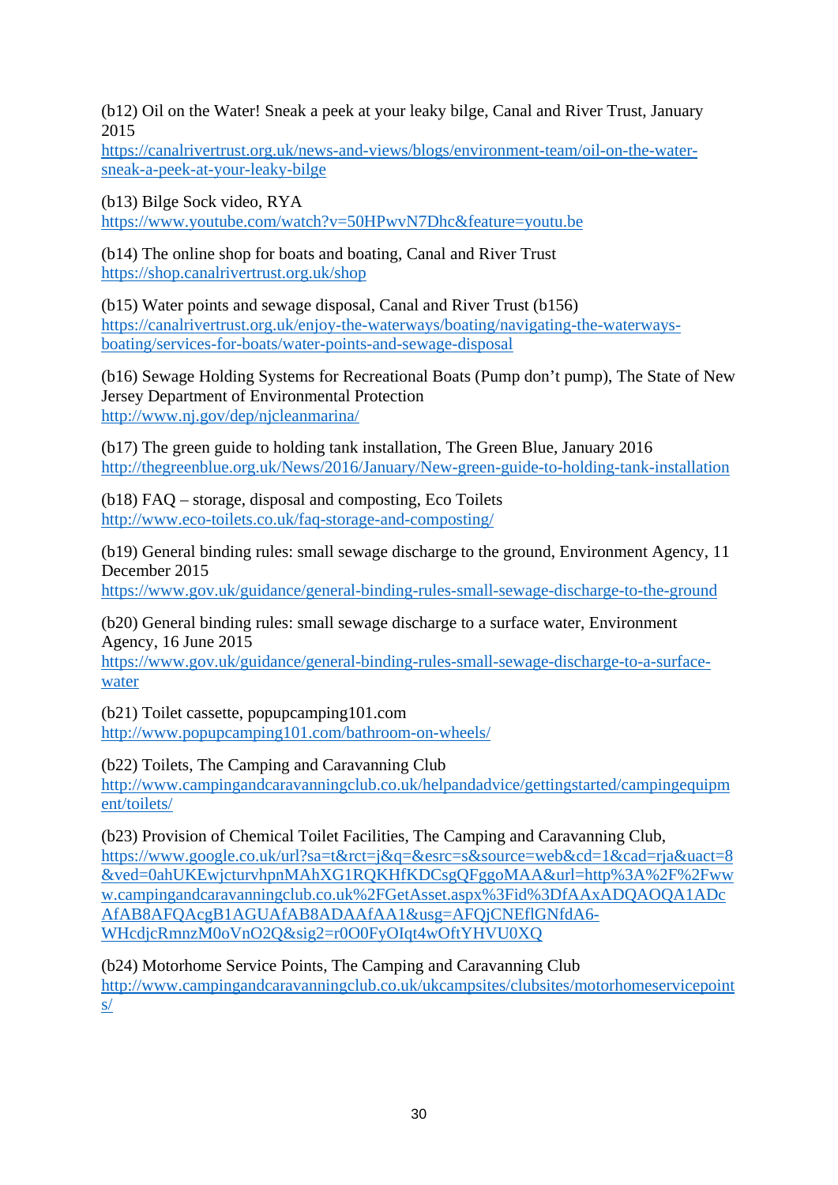(b12) Oil on the Water! Sneak a peek at your leaky bilge, Canal and River Trust, January 2015
https://canalrivertrust.org.uk/news-and-views/blogs/environment-team/oil-on-the-water-sneak-a-peek-at-your-leaky-bilge

(b13) Bilge Sock video, RYA
https://www.youtube.com/watch?v=50HPwvN7Dhc&feature=youtu.be

(b14) The online shop for boats and boating, Canal and River Trust
https://shop.canalrivertrust.org.uk/shop

(b15) Water points and sewage disposal, Canal and River Trust (b156)
https://canalrivertrust.org.uk/enjoy-the-waterways/boating/navigating-the-waterways-boating/services-for-boats/water-points-and-sewage-disposal

(b16) Sewage Holding Systems for Recreational Boats (Pump don't pump), The State of New Jersey Department of Environmental Protection
http://www.nj.gov/dep/njcleanmarina/

(b17) The green guide to holding tank installation, The Green Blue, January 2016
http://thegreenblue.org.uk/News/2016/January/New-green-guide-to-holding-tank-installation

(b18) FAQ – storage, disposal and composting, Eco Toilets
http://www.eco-toilets.co.uk/faq-storage-and-composting/

(b19) General binding rules: small sewage discharge to the ground, Environment Agency, 11 December 2015
https://www.gov.uk/guidance/general-binding-rules-small-sewage-discharge-to-the-ground

(b20) General binding rules: small sewage discharge to a surface water, Environment Agency, 16 June 2015
https://www.gov.uk/guidance/general-binding-rules-small-sewage-discharge-to-a-surface-water

(b21) Toilet cassette, popupcamping101.com
http://www.popupcamping101.com/bathroom-on-wheels/

(b22) Toilets, The Camping and Caravanning Club
http://www.campingandcaravanningclub.co.uk/helpandadvice/gettingstarted/campingequipment/toilets/

(b23) Provision of Chemical Toilet Facilities, The Camping and Caravanning Club,
https://www.google.co.uk/url?sa=t&rct=j&q=&esrc=s&source=web&cd=1&cad=rja&uact=8&ved=0ahUKEwjcturvhpnMAhXG1RQKHfKDCsgQFggoMAA&url=http%3A%2F%2Fwww.campingandcaravanningclub.co.uk%2FGetAsset.aspx%3Fid%3DfAAxADQAOQA1ADcAfAB8AFQAcgB1AGUAfAB8ADAAfAA1&usg=AFQjCNEflGNfdA6-WHcdjcRmnzM0oVnO2Q&sig2=r0O0FyOIqt4wOftYHVU0XQ

(b24) Motorhome Service Points, The Camping and Caravanning Club
http://www.campingandcaravanningclub.co.uk/ukcampsites/clubsites/motorhomeservicepoints/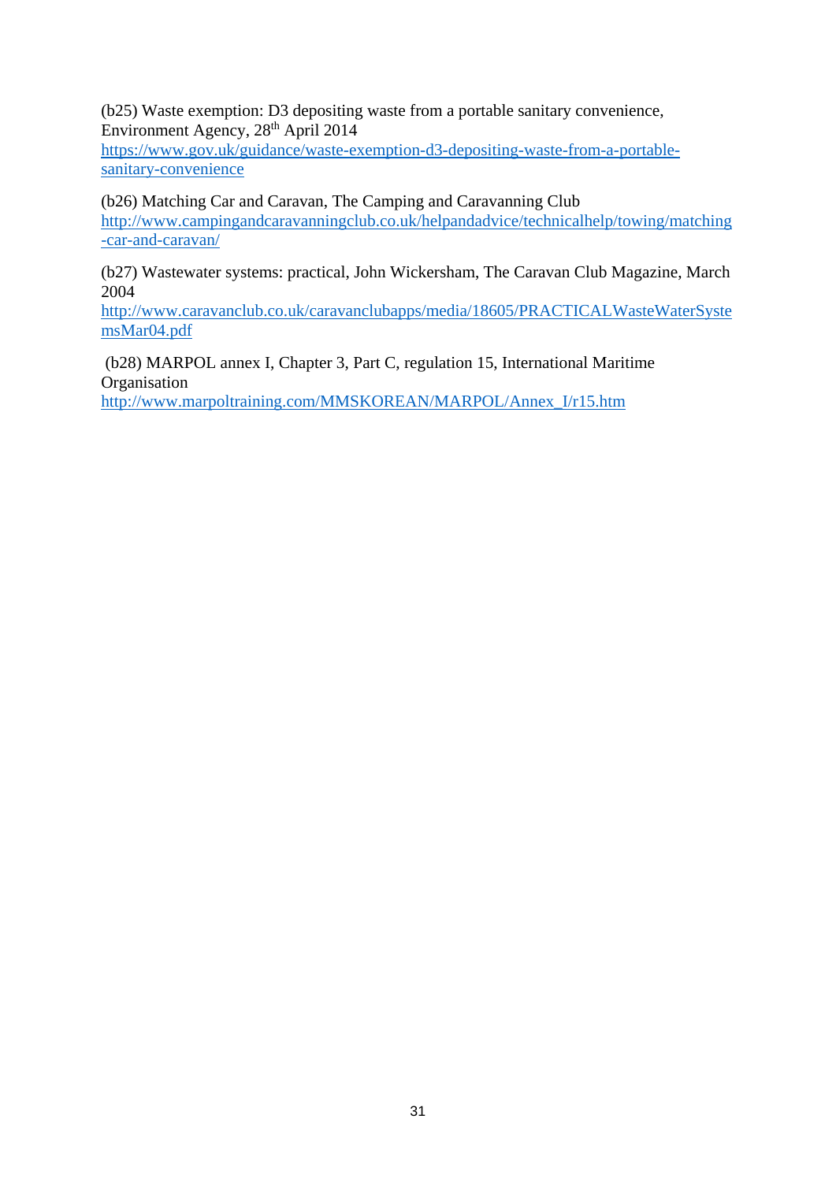(b25) Waste exemption: D3 depositing waste from a portable sanitary convenience, Environment Agency, 28th April 2014
https://www.gov.uk/guidance/waste-exemption-d3-depositing-waste-from-a-portable-sanitary-convenience

(b26) Matching Car and Caravan, The Camping and Caravanning Club
http://www.campingandcaravanningclub.co.uk/helpandadvice/technicalhelp/towing/matching-car-and-caravan/

(b27) Wastewater systems: practical, John Wickersham, The Caravan Club Magazine, March 2004
http://www.caravanclub.co.uk/caravanclubapps/media/18605/PRACTICALWasteWaterSystemsMar04.pdf

(b28) MARPOL annex I, Chapter 3, Part C, regulation 15, International Maritime Organisation
http://www.marpoltraining.com/MMSKOREAN/MARPOL/Annex_I/r15.htm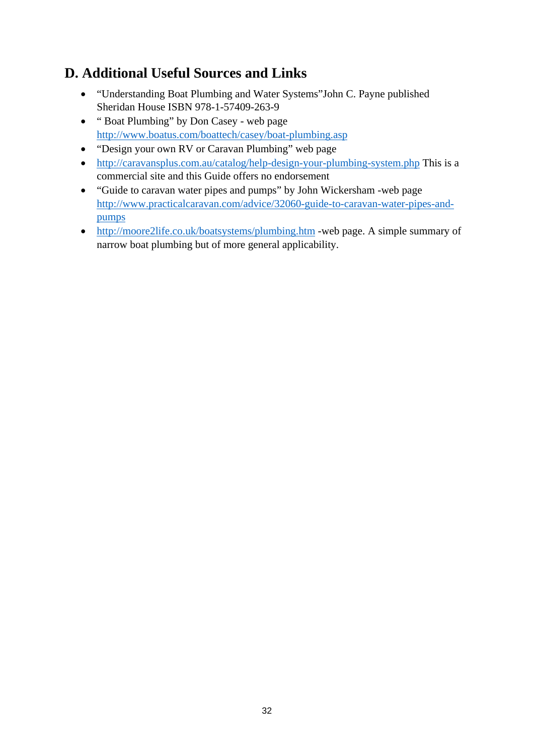## D. Additional Useful Sources and Links

- "Understanding Boat Plumbing and Water Systems"John C. Payne published Sheridan House ISBN 978-1-57409-263-9
- " Boat Plumbing" by Don Casey - web page http://www.boatus.com/boattech/casey/boat-plumbing.asp
- "Design your own RV or Caravan Plumbing" web page
- http://caravansplus.com.au/catalog/help-design-your-plumbing-system.php This is a commercial site and this Guide offers no endorsement
- "Guide to caravan water pipes and pumps" by John Wickersham -web page http://www.practicalcaravan.com/advice/32060-guide-to-caravan-water-pipes-and-pumps
- http://moore2life.co.uk/boatsystems/plumbing.htm -web page. A simple summary of narrow boat plumbing but of more general applicability.